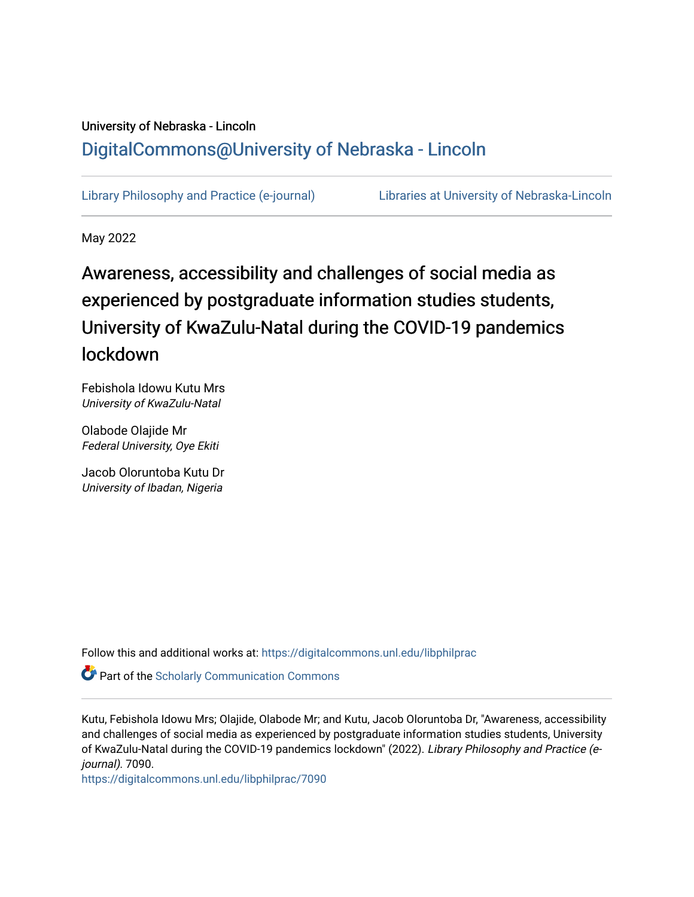University of Nebraska - Lincoln

DigitalCommons@University of Nebraska - Lincoln

Library Philosophy and Practice (e-journal)

Libraries at University of Nebraska-Lincoln

May 2022

# Awareness, accessibility and challenges of social media as experienced by postgraduate information studies students, University of KwaZulu-Natal during the COVID-19 pandemics lockdown

Febishola Idowu Kutu Mrs
*University of KwaZulu-Natal*

Olabode Olajide Mr
*Federal University, Oye Ekiti*

Jacob Oloruntoba Kutu Dr
*University of Ibadan, Nigeria*

Follow this and additional works at: https://digitalcommons.unl.edu/libphilprac

Part of the Scholarly Communication Commons

Kutu, Febishola Idowu Mrs; Olajide, Olabode Mr; and Kutu, Jacob Oloruntoba Dr, "Awareness, accessibility and challenges of social media as experienced by postgraduate information studies students, University of KwaZulu-Natal during the COVID-19 pandemics lockdown" (2022). *Library Philosophy and Practice (e-journal)*. 7090.
https://digitalcommons.unl.edu/libphilprac/7090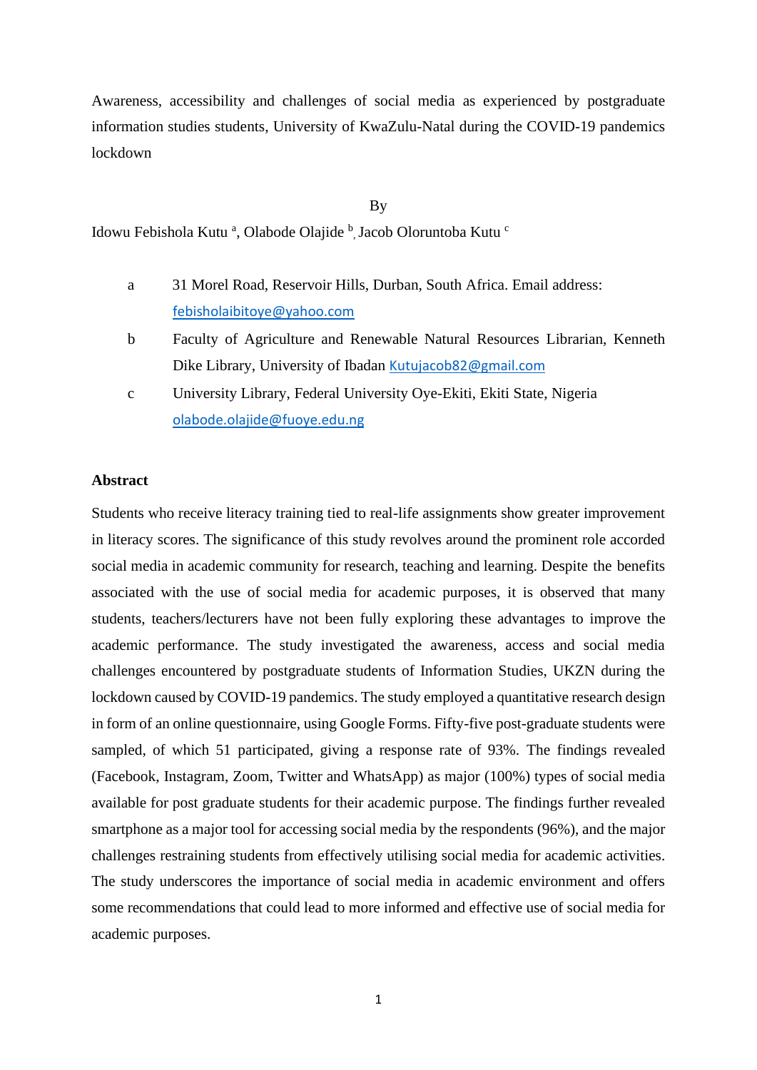Awareness, accessibility and challenges of social media as experienced by postgraduate information studies students, University of KwaZulu-Natal during the COVID-19 pandemics lockdown

By

Idowu Febishola Kutu [a], Olabode Olajide [b], Jacob Oloruntoba Kutu [c]

- a 31 Morel Road, Reservoir Hills, Durban, South Africa. Email address: febisholaibitoye@yahoo.com
- b Faculty of Agriculture and Renewable Natural Resources Librarian, Kenneth Dike Library, University of Ibadan Kutujacob82@gmail.com
- c University Library, Federal University Oye-Ekiti, Ekiti State, Nigeria olabode.olajide@fuoye.edu.ng

**Abstract**

Students who receive literacy training tied to real-life assignments show greater improvement in literacy scores. The significance of this study revolves around the prominent role accorded social media in academic community for research, teaching and learning. Despite the benefits associated with the use of social media for academic purposes, it is observed that many students, teachers/lecturers have not been fully exploring these advantages to improve the academic performance. The study investigated the awareness, access and social media challenges encountered by postgraduate students of Information Studies, UKZN during the lockdown caused by COVID-19 pandemics. The study employed a quantitative research design in form of an online questionnaire, using Google Forms. Fifty-five post-graduate students were sampled, of which 51 participated, giving a response rate of 93%. The findings revealed (Facebook, Instagram, Zoom, Twitter and WhatsApp) as major (100%) types of social media available for post graduate students for their academic purpose. The findings further revealed smartphone as a major tool for accessing social media by the respondents (96%), and the major challenges restraining students from effectively utilising social media for academic activities. The study underscores the importance of social media in academic environment and offers some recommendations that could lead to more informed and effective use of social media for academic purposes.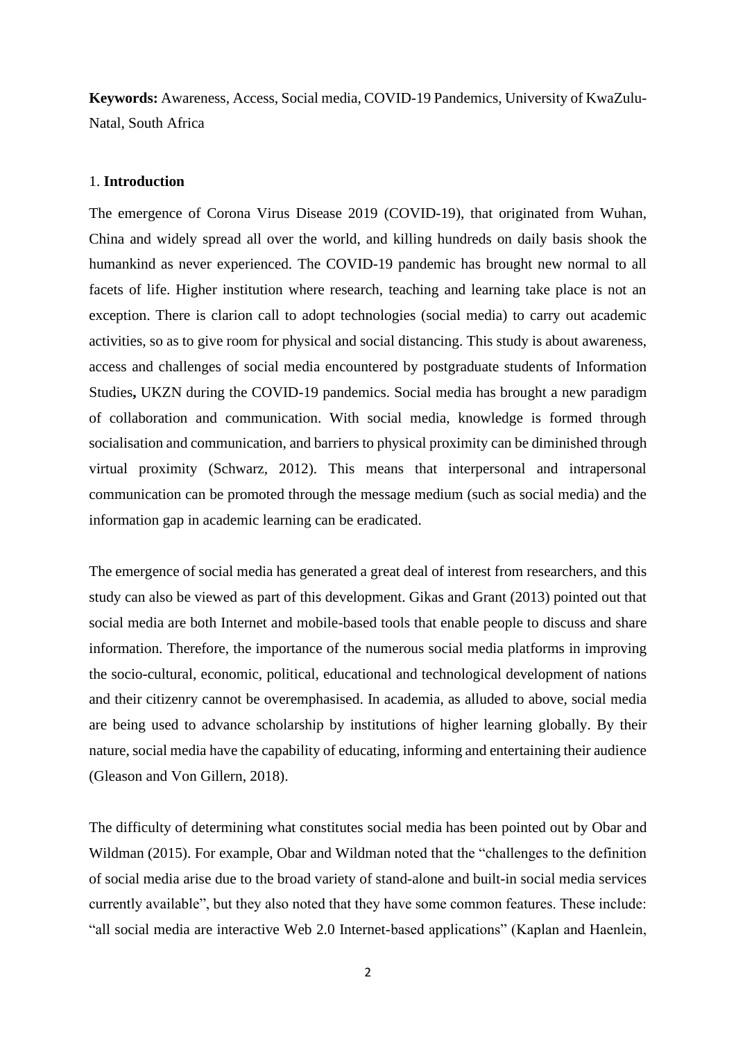**Keywords:** Awareness, Access, Social media, COVID-19 Pandemics, University of KwaZulu-Natal, South Africa

## 1. **Introduction**

The emergence of Corona Virus Disease 2019 (COVID-19), that originated from Wuhan, China and widely spread all over the world, and killing hundreds on daily basis shook the humankind as never experienced. The COVID-19 pandemic has brought new normal to all facets of life. Higher institution where research, teaching and learning take place is not an exception. There is clarion call to adopt technologies (social media) to carry out academic activities, so as to give room for physical and social distancing. This study is about awareness, access and challenges of social media encountered by postgraduate students of Information Studies**,** UKZN during the COVID-19 pandemics. Social media has brought a new paradigm of collaboration and communication. With social media, knowledge is formed through socialisation and communication, and barriers to physical proximity can be diminished through virtual proximity (Schwarz, 2012). This means that interpersonal and intrapersonal communication can be promoted through the message medium (such as social media) and the information gap in academic learning can be eradicated.

The emergence of social media has generated a great deal of interest from researchers, and this study can also be viewed as part of this development. Gikas and Grant (2013) pointed out that social media are both Internet and mobile-based tools that enable people to discuss and share information. Therefore, the importance of the numerous social media platforms in improving the socio-cultural, economic, political, educational and technological development of nations and their citizenry cannot be overemphasised. In academia, as alluded to above, social media are being used to advance scholarship by institutions of higher learning globally. By their nature, social media have the capability of educating, informing and entertaining their audience (Gleason and Von Gillern, 2018).

The difficulty of determining what constitutes social media has been pointed out by Obar and Wildman (2015). For example, Obar and Wildman noted that the "challenges to the definition of social media arise due to the broad variety of stand-alone and built-in social media services currently available", but they also noted that they have some common features. These include: "all social media are interactive Web 2.0 Internet-based applications" (Kaplan and Haenlein,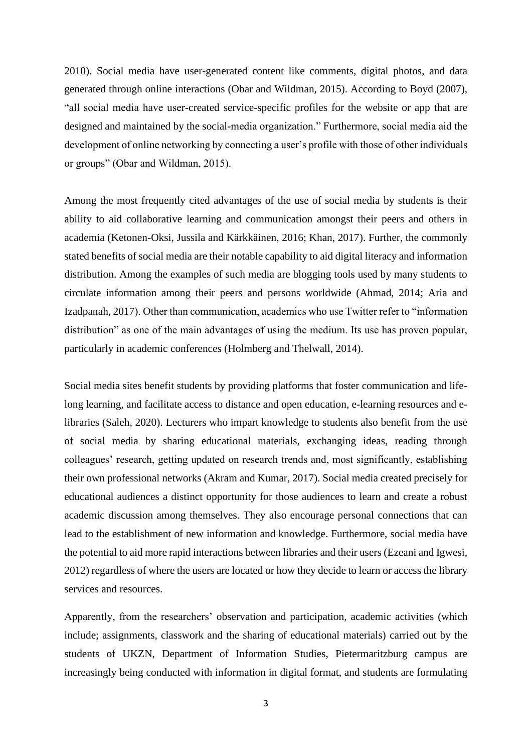2010). Social media have user-generated content like comments, digital photos, and data generated through online interactions (Obar and Wildman, 2015). According to Boyd (2007), "all social media have user-created service-specific profiles for the website or app that are designed and maintained by the social-media organization." Furthermore, social media aid the development of online networking by connecting a user's profile with those of other individuals or groups" (Obar and Wildman, 2015).

Among the most frequently cited advantages of the use of social media by students is their ability to aid collaborative learning and communication amongst their peers and others in academia (Ketonen-Oksi, Jussila and Kärkkäinen, 2016; Khan, 2017). Further, the commonly stated benefits of social media are their notable capability to aid digital literacy and information distribution. Among the examples of such media are blogging tools used by many students to circulate information among their peers and persons worldwide (Ahmad, 2014; Aria and Izadpanah, 2017). Other than communication, academics who use Twitter refer to "information distribution" as one of the main advantages of using the medium. Its use has proven popular, particularly in academic conferences (Holmberg and Thelwall, 2014).

Social media sites benefit students by providing platforms that foster communication and life-long learning, and facilitate access to distance and open education, e-learning resources and e-libraries (Saleh, 2020). Lecturers who impart knowledge to students also benefit from the use of social media by sharing educational materials, exchanging ideas, reading through colleagues' research, getting updated on research trends and, most significantly, establishing their own professional networks (Akram and Kumar, 2017). Social media created precisely for educational audiences a distinct opportunity for those audiences to learn and create a robust academic discussion among themselves. They also encourage personal connections that can lead to the establishment of new information and knowledge. Furthermore, social media have the potential to aid more rapid interactions between libraries and their users (Ezeani and Igwesi, 2012) regardless of where the users are located or how they decide to learn or access the library services and resources.

Apparently, from the researchers' observation and participation, academic activities (which include; assignments, classwork and the sharing of educational materials) carried out by the students of UKZN, Department of Information Studies, Pietermaritzburg campus are increasingly being conducted with information in digital format, and students are formulating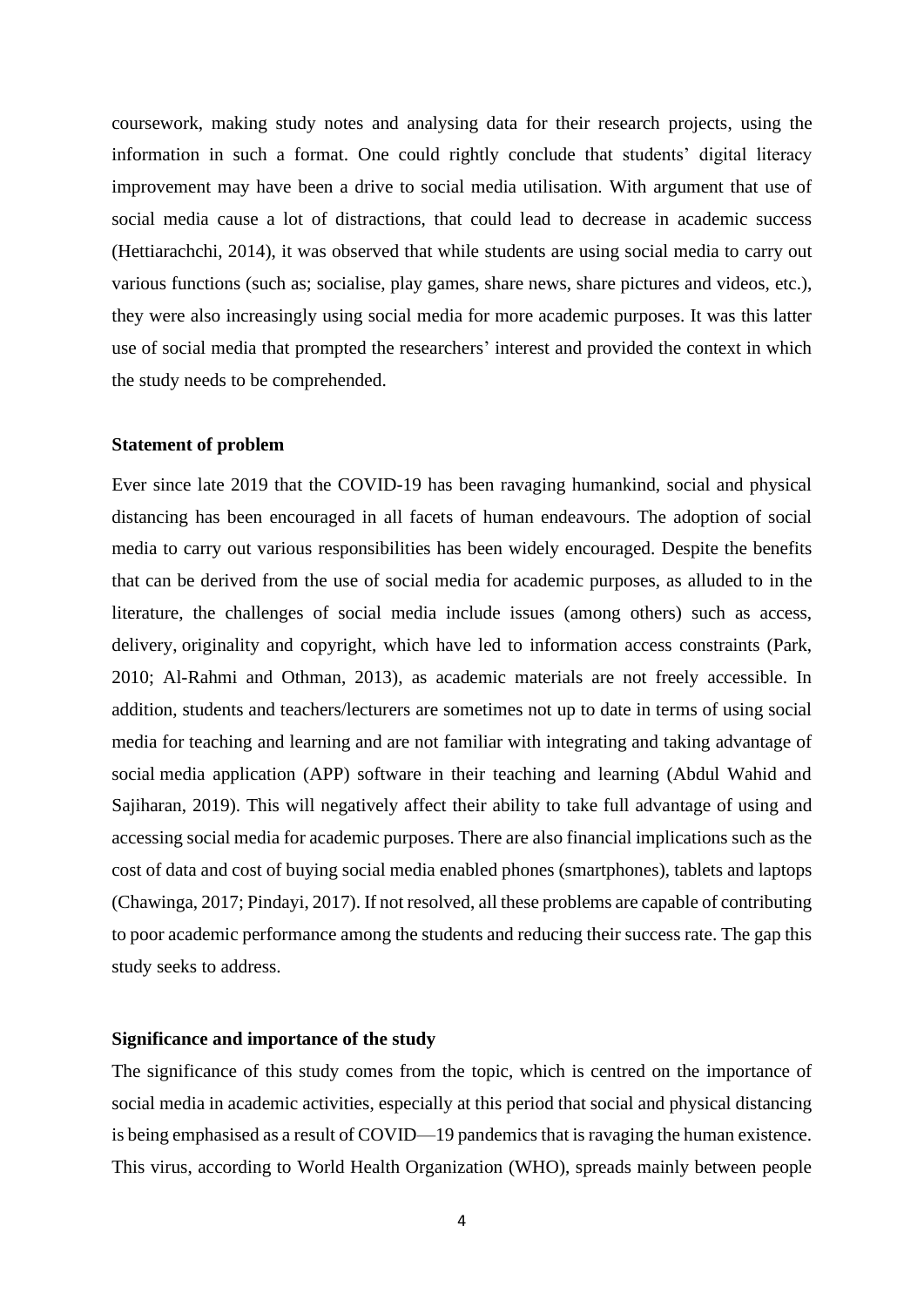coursework, making study notes and analysing data for their research projects, using the information in such a format. One could rightly conclude that students' digital literacy improvement may have been a drive to social media utilisation. With argument that use of social media cause a lot of distractions, that could lead to decrease in academic success (Hettiarachchi, 2014), it was observed that while students are using social media to carry out various functions (such as; socialise, play games, share news, share pictures and videos, etc.), they were also increasingly using social media for more academic purposes. It was this latter use of social media that prompted the researchers' interest and provided the context in which the study needs to be comprehended.

### Statement of problem

Ever since late 2019 that the COVID-19 has been ravaging humankind, social and physical distancing has been encouraged in all facets of human endeavours. The adoption of social media to carry out various responsibilities has been widely encouraged. Despite the benefits that can be derived from the use of social media for academic purposes, as alluded to in the literature, the challenges of social media include issues (among others) such as access, delivery, originality and copyright, which have led to information access constraints (Park, 2010; Al-Rahmi and Othman, 2013), as academic materials are not freely accessible. In addition, students and teachers/lecturers are sometimes not up to date in terms of using social media for teaching and learning and are not familiar with integrating and taking advantage of social media application (APP) software in their teaching and learning (Abdul Wahid and Sajiharan, 2019). This will negatively affect their ability to take full advantage of using and accessing social media for academic purposes. There are also financial implications such as the cost of data and cost of buying social media enabled phones (smartphones), tablets and laptops (Chawinga, 2017; Pindayi, 2017). If not resolved, all these problems are capable of contributing to poor academic performance among the students and reducing their success rate. The gap this study seeks to address.

### Significance and importance of the study

The significance of this study comes from the topic, which is centred on the importance of social media in academic activities, especially at this period that social and physical distancing is being emphasised as a result of COVID—19 pandemics that is ravaging the human existence. This virus, according to World Health Organization (WHO), spreads mainly between people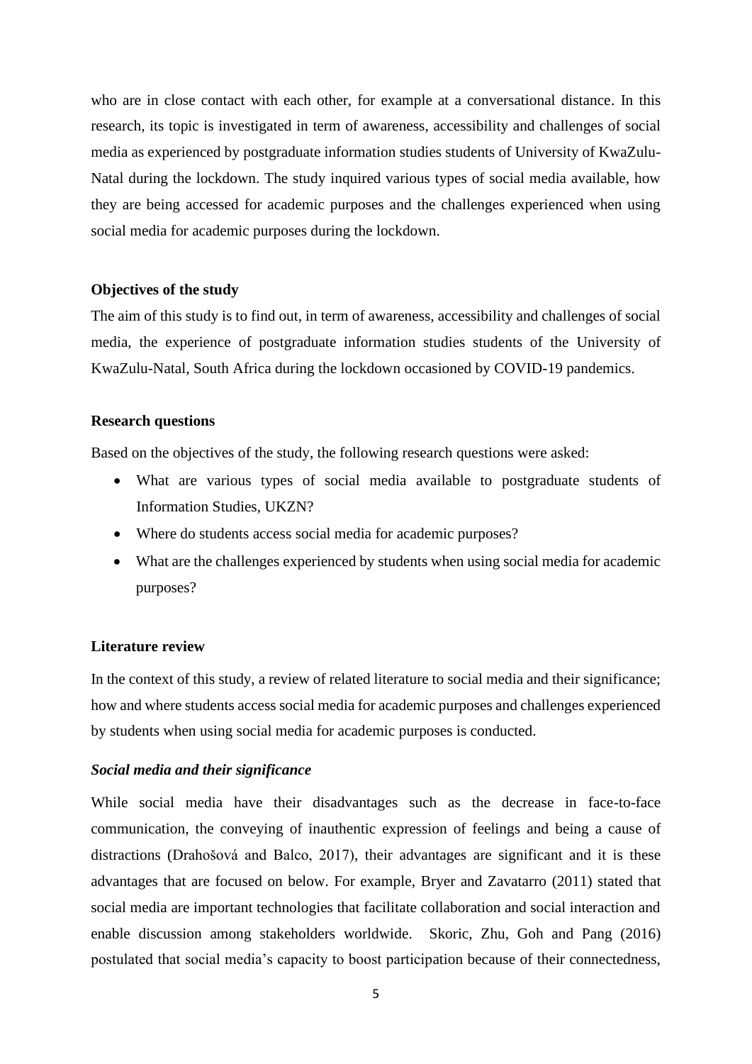who are in close contact with each other, for example at a conversational distance. In this research, its topic is investigated in term of awareness, accessibility and challenges of social media as experienced by postgraduate information studies students of University of KwaZulu-Natal during the lockdown. The study inquired various types of social media available, how they are being accessed for academic purposes and the challenges experienced when using social media for academic purposes during the lockdown.

**Objectives of the study**

The aim of this study is to find out, in term of awareness, accessibility and challenges of social media, the experience of postgraduate information studies students of the University of KwaZulu-Natal, South Africa during the lockdown occasioned by COVID-19 pandemics.

**Research questions**

Based on the objectives of the study, the following research questions were asked:

- What are various types of social media available to postgraduate students of Information Studies, UKZN?
- Where do students access social media for academic purposes?
- What are the challenges experienced by students when using social media for academic purposes?

**Literature review**

In the context of this study, a review of related literature to social media and their significance; how and where students access social media for academic purposes and challenges experienced by students when using social media for academic purposes is conducted.

***Social media and their significance***

While social media have their disadvantages such as the decrease in face-to-face communication, the conveying of inauthentic expression of feelings and being a cause of distractions (Drahošová and Balco, 2017), their advantages are significant and it is these advantages that are focused on below. For example, Bryer and Zavatarro (2011) stated that social media are important technologies that facilitate collaboration and social interaction and enable discussion among stakeholders worldwide. Skoric, Zhu, Goh and Pang (2016) postulated that social media's capacity to boost participation because of their connectedness,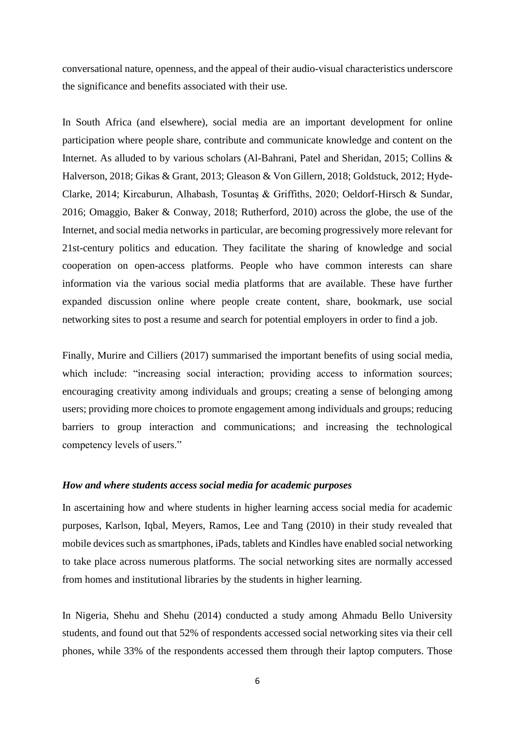conversational nature, openness, and the appeal of their audio-visual characteristics underscore the significance and benefits associated with their use.

In South Africa (and elsewhere), social media are an important development for online participation where people share, contribute and communicate knowledge and content on the Internet. As alluded to by various scholars (Al-Bahrani, Patel and Sheridan, 2015; Collins & Halverson, 2018; Gikas & Grant, 2013; Gleason & Von Gillern, 2018; Goldstuck, 2012; Hyde-Clarke, 2014; Kircaburun, Alhabash, Tosuntaş & Griffiths, 2020; Oeldorf-Hirsch & Sundar, 2016; Omaggio, Baker & Conway, 2018; Rutherford, 2010) across the globe, the use of the Internet, and social media networks in particular, are becoming progressively more relevant for 21st-century politics and education. They facilitate the sharing of knowledge and social cooperation on open-access platforms. People who have common interests can share information via the various social media platforms that are available. These have further expanded discussion online where people create content, share, bookmark, use social networking sites to post a resume and search for potential employers in order to find a job.

Finally, Murire and Cilliers (2017) summarised the important benefits of using social media, which include: "increasing social interaction; providing access to information sources; encouraging creativity among individuals and groups; creating a sense of belonging among users; providing more choices to promote engagement among individuals and groups; reducing barriers to group interaction and communications; and increasing the technological competency levels of users."

### *How and where students access social media for academic purposes*

In ascertaining how and where students in higher learning access social media for academic purposes, Karlson, Iqbal, Meyers, Ramos, Lee and Tang (2010) in their study revealed that mobile devices such as smartphones, iPads, tablets and Kindles have enabled social networking to take place across numerous platforms. The social networking sites are normally accessed from homes and institutional libraries by the students in higher learning.

In Nigeria, Shehu and Shehu (2014) conducted a study among Ahmadu Bello University students, and found out that 52% of respondents accessed social networking sites via their cell phones, while 33% of the respondents accessed them through their laptop computers. Those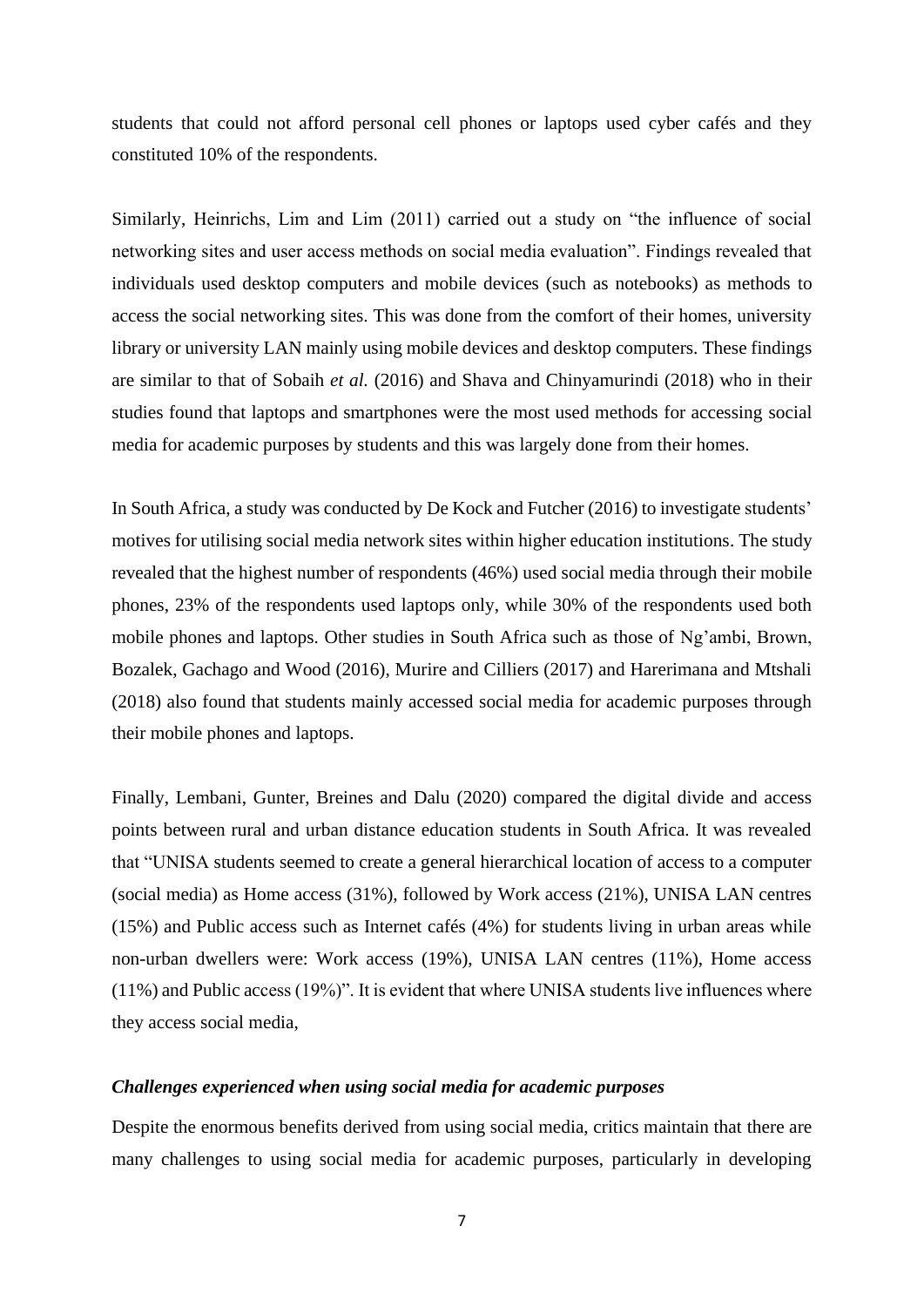students that could not afford personal cell phones or laptops used cyber cafés and they constituted 10% of the respondents.

Similarly, Heinrichs, Lim and Lim (2011) carried out a study on "the influence of social networking sites and user access methods on social media evaluation". Findings revealed that individuals used desktop computers and mobile devices (such as notebooks) as methods to access the social networking sites. This was done from the comfort of their homes, university library or university LAN mainly using mobile devices and desktop computers. These findings are similar to that of Sobaih *et al.* (2016) and Shava and Chinyamurindi (2018) who in their studies found that laptops and smartphones were the most used methods for accessing social media for academic purposes by students and this was largely done from their homes.

In South Africa, a study was conducted by De Kock and Futcher (2016) to investigate students' motives for utilising social media network sites within higher education institutions. The study revealed that the highest number of respondents (46%) used social media through their mobile phones, 23% of the respondents used laptops only, while 30% of the respondents used both mobile phones and laptops. Other studies in South Africa such as those of Ng'ambi, Brown, Bozalek, Gachago and Wood (2016), Murire and Cilliers (2017) and Harerimana and Mtshali (2018) also found that students mainly accessed social media for academic purposes through their mobile phones and laptops.

Finally, Lembani, Gunter, Breines and Dalu (2020) compared the digital divide and access points between rural and urban distance education students in South Africa. It was revealed that "UNISA students seemed to create a general hierarchical location of access to a computer (social media) as Home access (31%), followed by Work access (21%), UNISA LAN centres (15%) and Public access such as Internet cafés (4%) for students living in urban areas while non-urban dwellers were: Work access (19%), UNISA LAN centres (11%), Home access (11%) and Public access (19%)". It is evident that where UNISA students live influences where they access social media,

### *Challenges experienced when using social media for academic purposes*

Despite the enormous benefits derived from using social media, critics maintain that there are many challenges to using social media for academic purposes, particularly in developing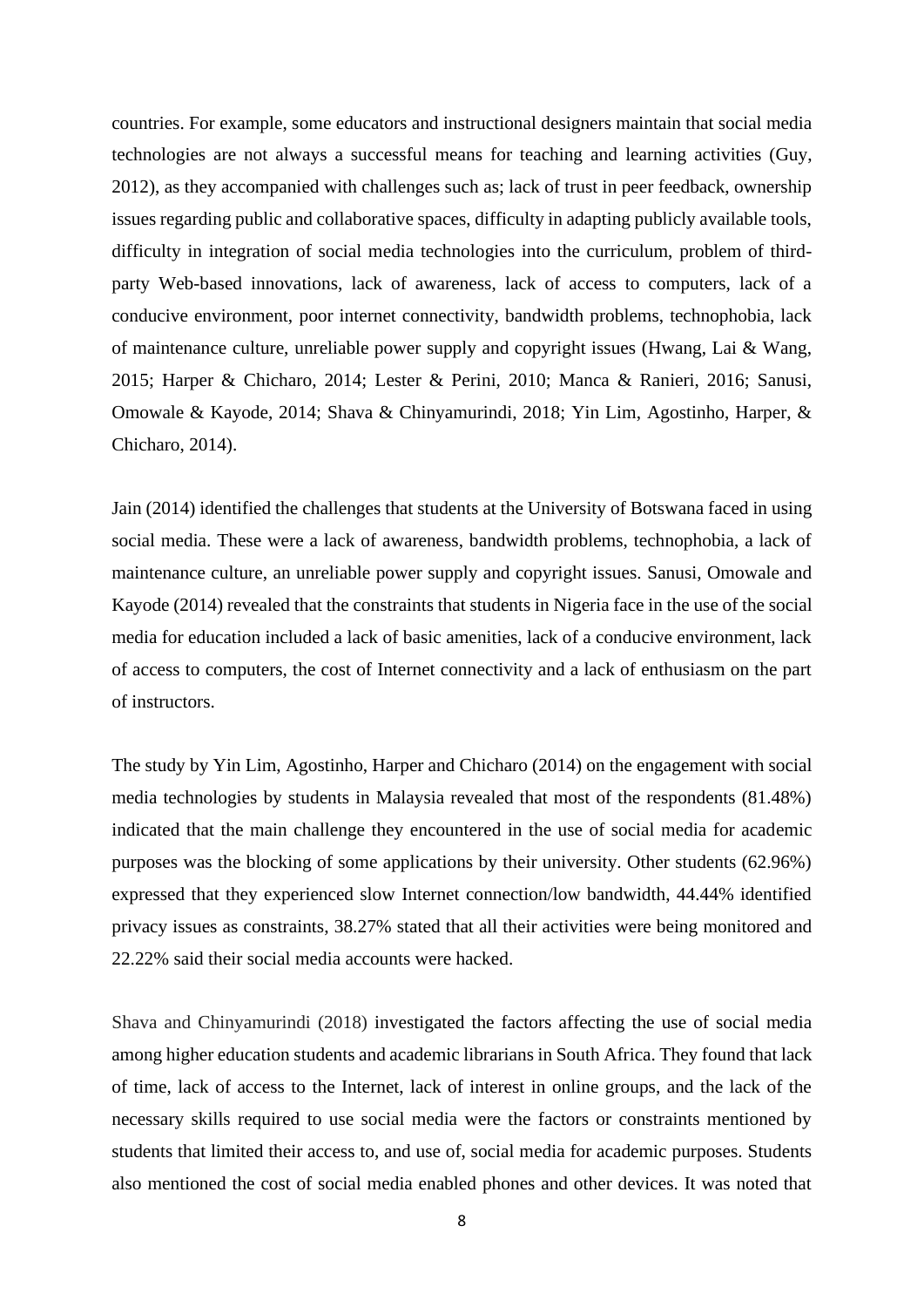countries. For example, some educators and instructional designers maintain that social media technologies are not always a successful means for teaching and learning activities (Guy, 2012), as they accompanied with challenges such as; lack of trust in peer feedback, ownership issues regarding public and collaborative spaces, difficulty in adapting publicly available tools, difficulty in integration of social media technologies into the curriculum, problem of third-party Web-based innovations, lack of awareness, lack of access to computers, lack of a conducive environment, poor internet connectivity, bandwidth problems, technophobia, lack of maintenance culture, unreliable power supply and copyright issues (Hwang, Lai & Wang, 2015; Harper & Chicharo, 2014; Lester & Perini, 2010; Manca & Ranieri, 2016; Sanusi, Omowale & Kayode, 2014; Shava & Chinyamurindi, 2018; Yin Lim, Agostinho, Harper, & Chicharo, 2014).

Jain (2014) identified the challenges that students at the University of Botswana faced in using social media. These were a lack of awareness, bandwidth problems, technophobia, a lack of maintenance culture, an unreliable power supply and copyright issues. Sanusi, Omowale and Kayode (2014) revealed that the constraints that students in Nigeria face in the use of the social media for education included a lack of basic amenities, lack of a conducive environment, lack of access to computers, the cost of Internet connectivity and a lack of enthusiasm on the part of instructors.

The study by Yin Lim, Agostinho, Harper and Chicharo (2014) on the engagement with social media technologies by students in Malaysia revealed that most of the respondents (81.48%) indicated that the main challenge they encountered in the use of social media for academic purposes was the blocking of some applications by their university. Other students (62.96%) expressed that they experienced slow Internet connection/low bandwidth, 44.44% identified privacy issues as constraints, 38.27% stated that all their activities were being monitored and 22.22% said their social media accounts were hacked.

Shava and Chinyamurindi (2018) investigated the factors affecting the use of social media among higher education students and academic librarians in South Africa. They found that lack of time, lack of access to the Internet, lack of interest in online groups, and the lack of the necessary skills required to use social media were the factors or constraints mentioned by students that limited their access to, and use of, social media for academic purposes. Students also mentioned the cost of social media enabled phones and other devices. It was noted that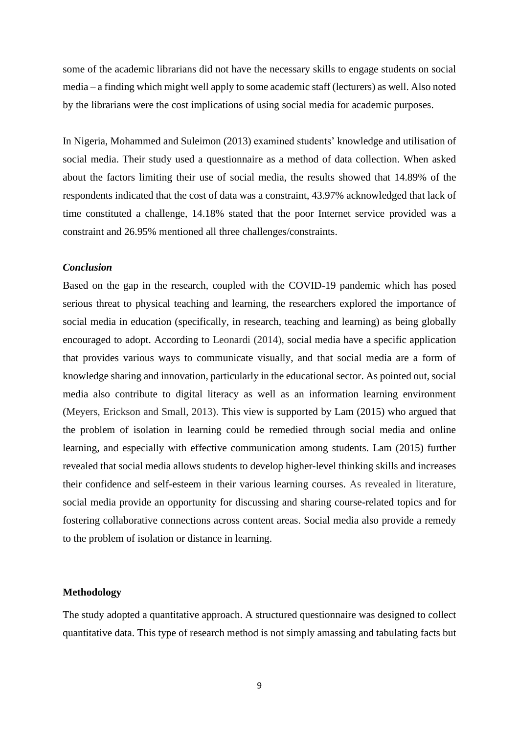some of the academic librarians did not have the necessary skills to engage students on social media – a finding which might well apply to some academic staff (lecturers) as well. Also noted by the librarians were the cost implications of using social media for academic purposes.

In Nigeria, Mohammed and Suleimon (2013) examined students' knowledge and utilisation of social media. Their study used a questionnaire as a method of data collection. When asked about the factors limiting their use of social media, the results showed that 14.89% of the respondents indicated that the cost of data was a constraint, 43.97% acknowledged that lack of time constituted a challenge, 14.18% stated that the poor Internet service provided was a constraint and 26.95% mentioned all three challenges/constraints.

### *Conclusion*

Based on the gap in the research, coupled with the COVID-19 pandemic which has posed serious threat to physical teaching and learning, the researchers explored the importance of social media in education (specifically, in research, teaching and learning) as being globally encouraged to adopt. According to Leonardi (2014), social media have a specific application that provides various ways to communicate visually, and that social media are a form of knowledge sharing and innovation, particularly in the educational sector. As pointed out, social media also contribute to digital literacy as well as an information learning environment (Meyers, Erickson and Small, 2013). This view is supported by Lam (2015) who argued that the problem of isolation in learning could be remedied through social media and online learning, and especially with effective communication among students. Lam (2015) further revealed that social media allows students to develop higher-level thinking skills and increases their confidence and self-esteem in their various learning courses. As revealed in literature, social media provide an opportunity for discussing and sharing course-related topics and for fostering collaborative connections across content areas. Social media also provide a remedy to the problem of isolation or distance in learning.

## **Methodology**

The study adopted a quantitative approach. A structured questionnaire was designed to collect quantitative data. This type of research method is not simply amassing and tabulating facts but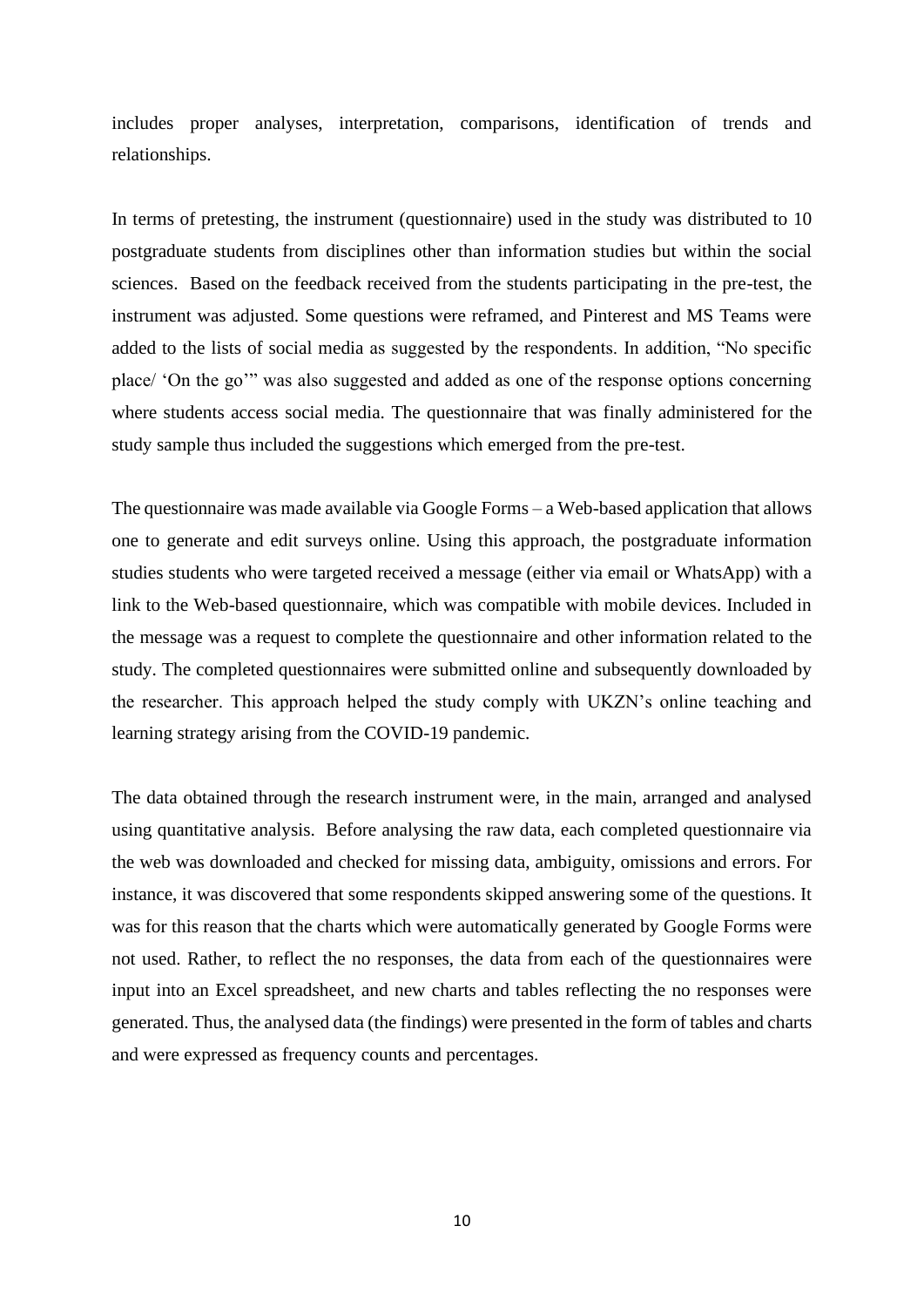includes proper analyses, interpretation, comparisons, identification of trends and relationships.

In terms of pretesting, the instrument (questionnaire) used in the study was distributed to 10 postgraduate students from disciplines other than information studies but within the social sciences. Based on the feedback received from the students participating in the pre-test, the instrument was adjusted. Some questions were reframed, and Pinterest and MS Teams were added to the lists of social media as suggested by the respondents. In addition, "No specific place/ 'On the go'" was also suggested and added as one of the response options concerning where students access social media. The questionnaire that was finally administered for the study sample thus included the suggestions which emerged from the pre-test.

The questionnaire was made available via Google Forms – a Web-based application that allows one to generate and edit surveys online. Using this approach, the postgraduate information studies students who were targeted received a message (either via email or WhatsApp) with a link to the Web-based questionnaire, which was compatible with mobile devices. Included in the message was a request to complete the questionnaire and other information related to the study. The completed questionnaires were submitted online and subsequently downloaded by the researcher. This approach helped the study comply with UKZN's online teaching and learning strategy arising from the COVID-19 pandemic.

The data obtained through the research instrument were, in the main, arranged and analysed using quantitative analysis. Before analysing the raw data, each completed questionnaire via the web was downloaded and checked for missing data, ambiguity, omissions and errors. For instance, it was discovered that some respondents skipped answering some of the questions. It was for this reason that the charts which were automatically generated by Google Forms were not used. Rather, to reflect the no responses, the data from each of the questionnaires were input into an Excel spreadsheet, and new charts and tables reflecting the no responses were generated. Thus, the analysed data (the findings) were presented in the form of tables and charts and were expressed as frequency counts and percentages.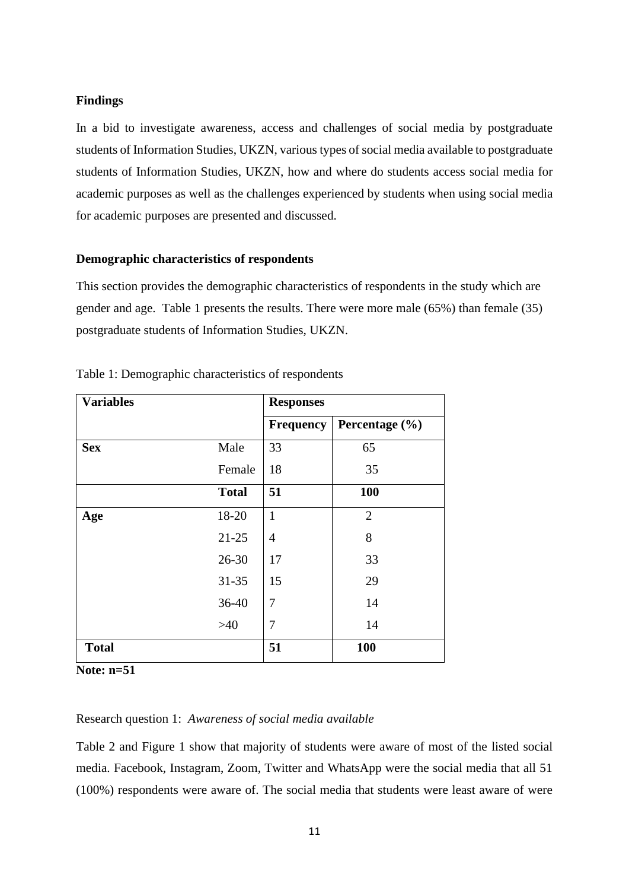**Findings**

In a bid to investigate awareness, access and challenges of social media by postgraduate students of Information Studies, UKZN, various types of social media available to postgraduate students of Information Studies, UKZN, how and where do students access social media for academic purposes as well as the challenges experienced by students when using social media for academic purposes are presented and discussed.

**Demographic characteristics of respondents**

This section provides the demographic characteristics of respondents in the study which are gender and age. Table 1 presents the results. There were more male (65%) than female (35) postgraduate students of Information Studies, UKZN.

Table 1: Demographic characteristics of respondents

| **Variables** | | **Responses** | |
|---|---|---|---|
| | | **Frequency** | **Percentage (%)** |
| **Sex** | Male | 33 | 65 |
| | Female | 18 | 35 |
| | **Total** | **51** | **100** |
| **Age** | 18-20 | 1 | 2 |
| | 21-25 | 4 | 8 |
| | 26-30 | 17 | 33 |
| | 31-35 | 15 | 29 |
| | 36-40 | 7 | 14 |
| | >40 | 7 | 14 |
| **Total** | | **51** | **100** |

**Note: n=51**

Research question 1: *Awareness of social media available*

Table 2 and Figure 1 show that majority of students were aware of most of the listed social media. Facebook, Instagram, Zoom, Twitter and WhatsApp were the social media that all 51 (100%) respondents were aware of. The social media that students were least aware of were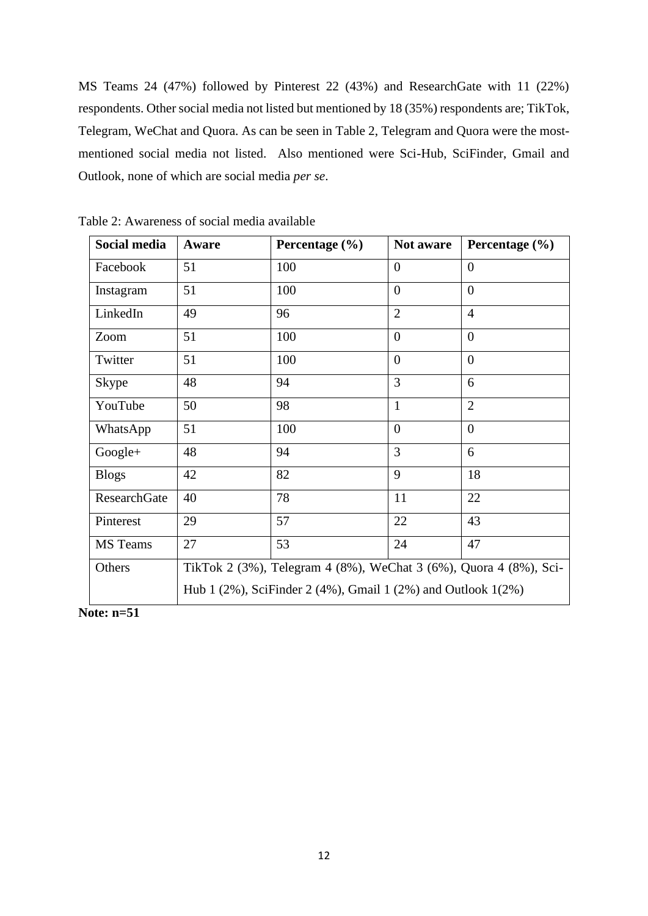MS Teams 24 (47%) followed by Pinterest 22 (43%) and ResearchGate with 11 (22%) respondents. Other social media not listed but mentioned by 18 (35%) respondents are; TikTok, Telegram, WeChat and Quora. As can be seen in Table 2, Telegram and Quora were the most-mentioned social media not listed. Also mentioned were Sci-Hub, SciFinder, Gmail and Outlook, none of which are social media *per se*.

Table 2: Awareness of social media available

| **Social media** | **Aware** | **Percentage (%)** | **Not aware** | **Percentage (%)** |
|---|---|---|---|---|
| Facebook | 51 | 100 | 0 | 0 |
| Instagram | 51 | 100 | 0 | 0 |
| LinkedIn | 49 | 96 | 2 | 4 |
| Zoom | 51 | 100 | 0 | 0 |
| Twitter | 51 | 100 | 0 | 0 |
| Skype | 48 | 94 | 3 | 6 |
| YouTube | 50 | 98 | 1 | 2 |
| WhatsApp | 51 | 100 | 0 | 0 |
| Google+ | 48 | 94 | 3 | 6 |
| Blogs | 42 | 82 | 9 | 18 |
| ResearchGate | 40 | 78 | 11 | 22 |
| Pinterest | 29 | 57 | 22 | 43 |
| MS Teams | 27 | 53 | 24 | 47 |
| Others | TikTok 2 (3%), Telegram 4 (8%), WeChat 3 (6%), Quora 4 (8%), Sci-Hub 1 (2%), SciFinder 2 (4%), Gmail 1 (2%) and Outlook 1(2%) | | | |

**Note: n=51**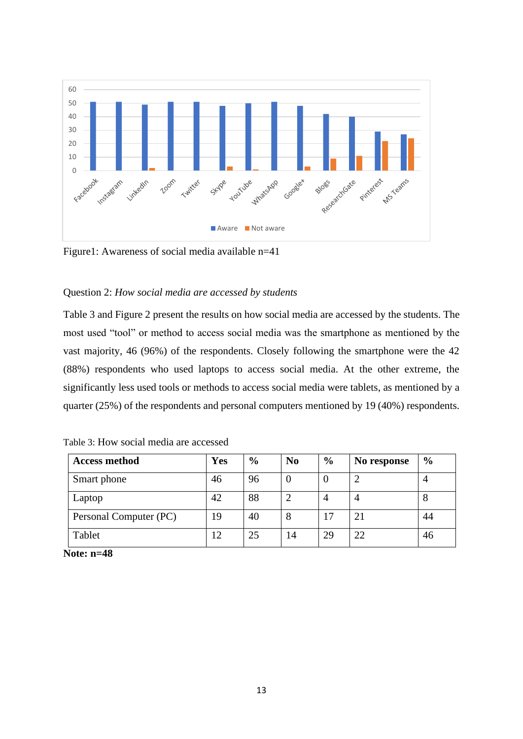Figure1: Awareness of social media available n=41

Question 2: *How social media are accessed by students*

Table 3 and Figure 2 present the results on how social media are accessed by the students. The most used "tool" or method to access social media was the smartphone as mentioned by the vast majority, 46 (96%) of the respondents. Closely following the smartphone were the 42 (88%) respondents who used laptops to access social media. At the other extreme, the significantly less used tools or methods to access social media were tablets, as mentioned by a quarter (25%) of the respondents and personal computers mentioned by 19 (40%) respondents.

Table 3: How social media are accessed

| **Access method** | **Yes** | **%** | **No** | **%** | **No response** | **%** |
|---|---|---|---|---|---|---|
| Smart phone | 46 | 96 | 0 | 0 | 2 | 4 |
| Laptop | 42 | 88 | 2 | 4 | 4 | 8 |
| Personal Computer (PC) | 19 | 40 | 8 | 17 | 21 | 44 |
| Tablet | 12 | 25 | 14 | 29 | 22 | 46 |

**Note: n=48**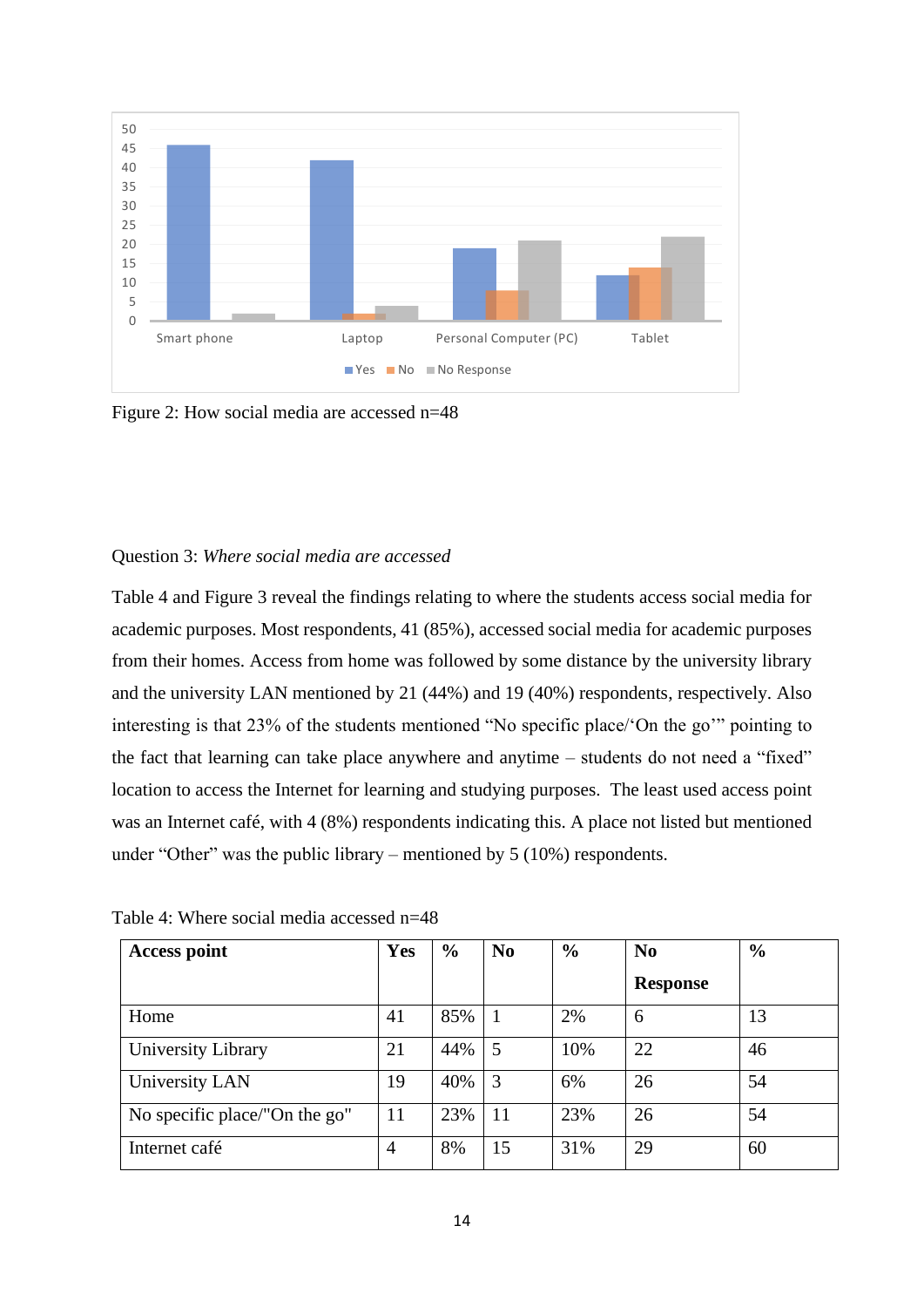Figure 2: How social media are accessed n=48

Question 3: *Where social media are accessed*

Table 4 and Figure 3 reveal the findings relating to where the students access social media for academic purposes. Most respondents, 41 (85%), accessed social media for academic purposes from their homes. Access from home was followed by some distance by the university library and the university LAN mentioned by 21 (44%) and 19 (40%) respondents, respectively. Also interesting is that 23% of the students mentioned "No specific place/'On the go'" pointing to the fact that learning can take place anywhere and anytime – students do not need a "fixed" location to access the Internet for learning and studying purposes. The least used access point was an Internet café, with 4 (8%) respondents indicating this. A place not listed but mentioned under "Other" was the public library – mentioned by 5 (10%) respondents.

Table 4: Where social media accessed n=48

| **Access point** | **Yes** | **%** | **No** | **%** | **No Response** | **%** |
|---|---|---|---|---|---|---|
| Home | 41 | 85% | 1 | 2% | 6 | 13 |
| University Library | 21 | 44% | 5 | 10% | 22 | 46 |
| University LAN | 19 | 40% | 3 | 6% | 26 | 54 |
| No specific place/"On the go" | 11 | 23% | 11 | 23% | 26 | 54 |
| Internet café | 4 | 8% | 15 | 31% | 29 | 60 |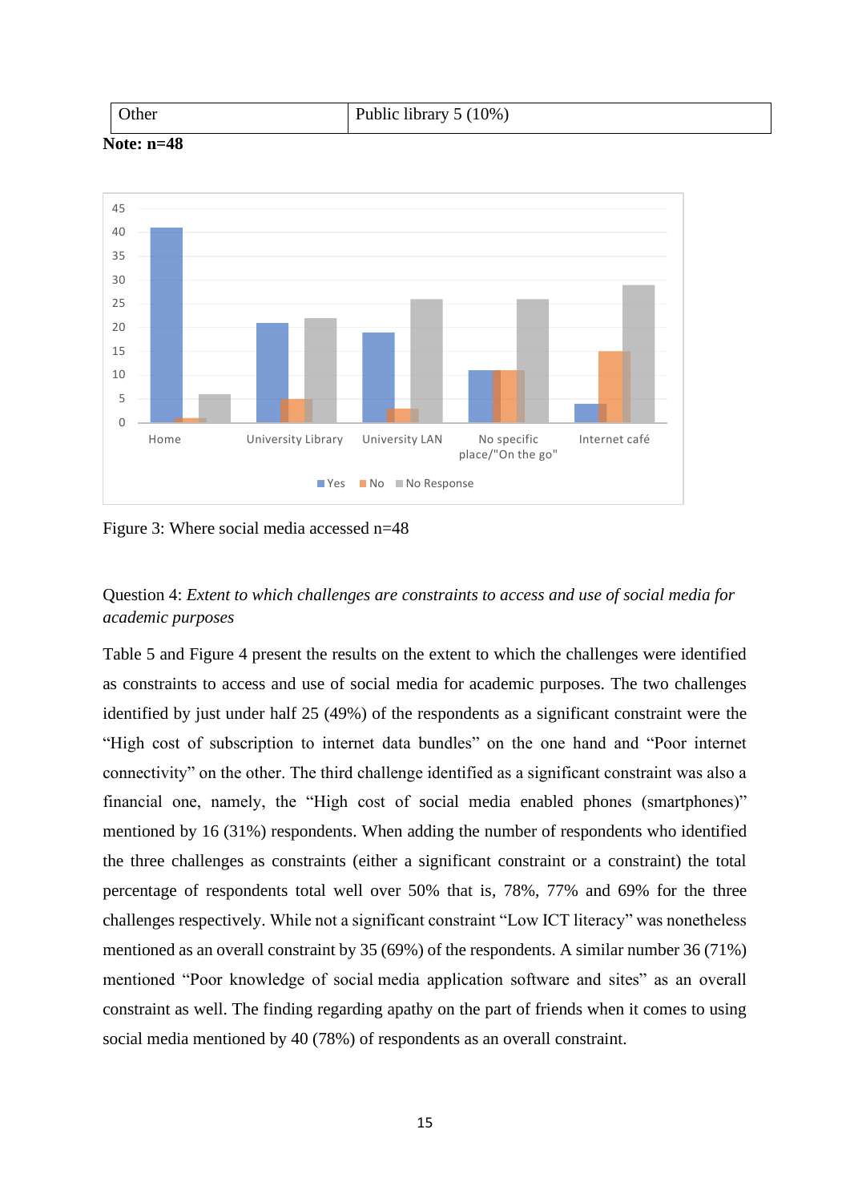| Other | Public library 5 (10%) |
|---|---|

**Note: n=48**

Figure 3: Where social media accessed n=48

Question 4: *Extent to which challenges are constraints to access and use of social media for academic purposes*

Table 5 and Figure 4 present the results on the extent to which the challenges were identified as constraints to access and use of social media for academic purposes. The two challenges identified by just under half 25 (49%) of the respondents as a significant constraint were the "High cost of subscription to internet data bundles" on the one hand and "Poor internet connectivity" on the other. The third challenge identified as a significant constraint was also a financial one, namely, the "High cost of social media enabled phones (smartphones)" mentioned by 16 (31%) respondents. When adding the number of respondents who identified the three challenges as constraints (either a significant constraint or a constraint) the total percentage of respondents total well over 50% that is, 78%, 77% and 69% for the three challenges respectively. While not a significant constraint "Low ICT literacy" was nonetheless mentioned as an overall constraint by 35 (69%) of the respondents. A similar number 36 (71%) mentioned "Poor knowledge of social media application software and sites" as an overall constraint as well. The finding regarding apathy on the part of friends when it comes to using social media mentioned by 40 (78%) of respondents as an overall constraint.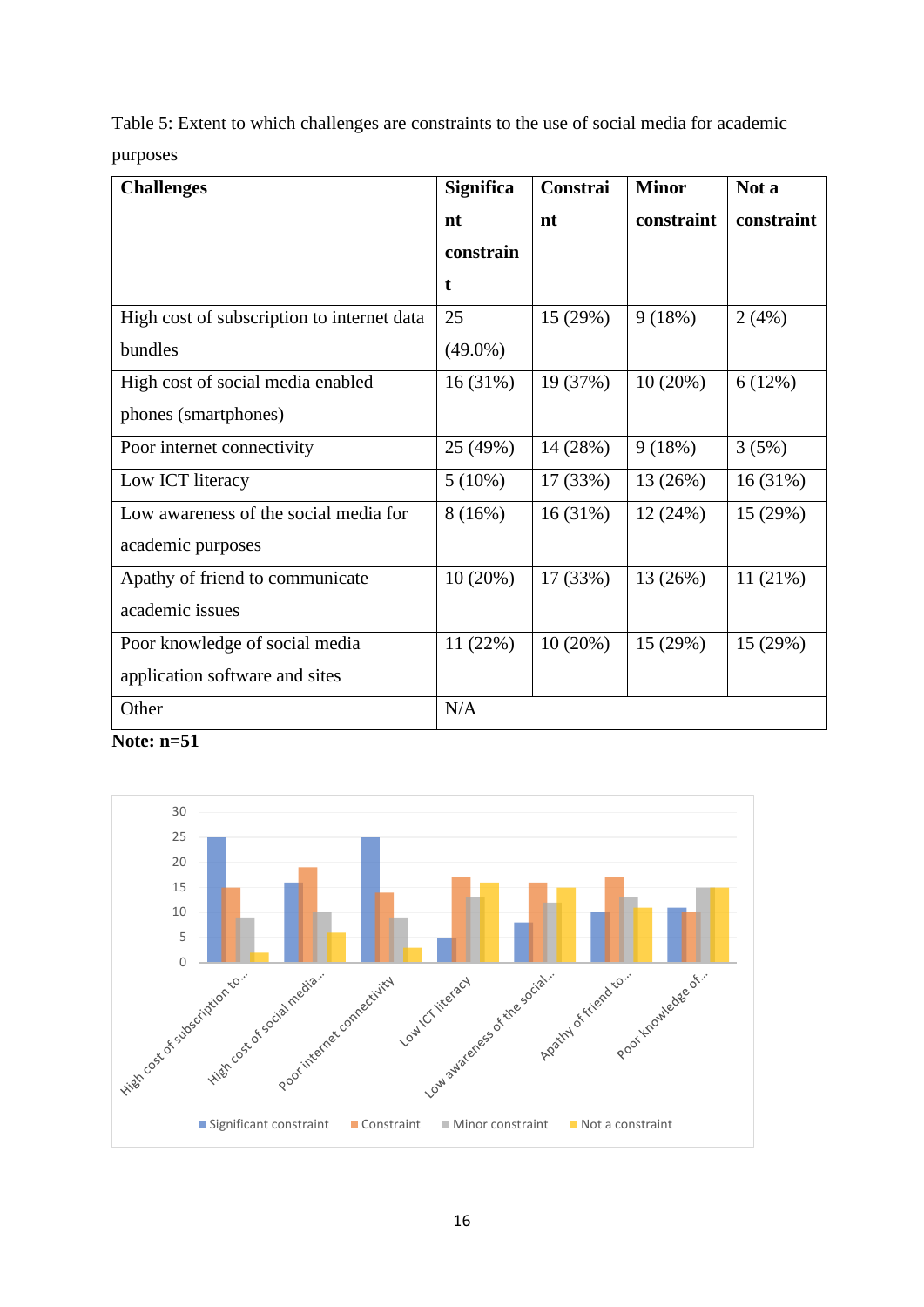Table 5: Extent to which challenges are constraints to the use of social media for academic purposes

| Challenges | Significant constraint | Constraint | Minor constraint | Not a constraint |
|---|---|---|---|---|
| High cost of subscription to internet data bundles | 25 (49.0%) | 15 (29%) | 9 (18%) | 2 (4%) |
| High cost of social media enabled phones (smartphones) | 16 (31%) | 19 (37%) | 10 (20%) | 6 (12%) |
| Poor internet connectivity | 25 (49%) | 14 (28%) | 9 (18%) | 3 (5%) |
| Low ICT literacy | 5 (10%) | 17 (33%) | 13 (26%) | 16 (31%) |
| Low awareness of the social media for academic purposes | 8 (16%) | 16 (31%) | 12 (24%) | 15 (29%) |
| Apathy of friend to communicate academic issues | 10 (20%) | 17 (33%) | 13 (26%) | 11 (21%) |
| Poor knowledge of social media application software and sites | 11 (22%) | 10 (20%) | 15 (29%) | 15 (29%) |
| Other | N/A | | | |

**Note: n=51**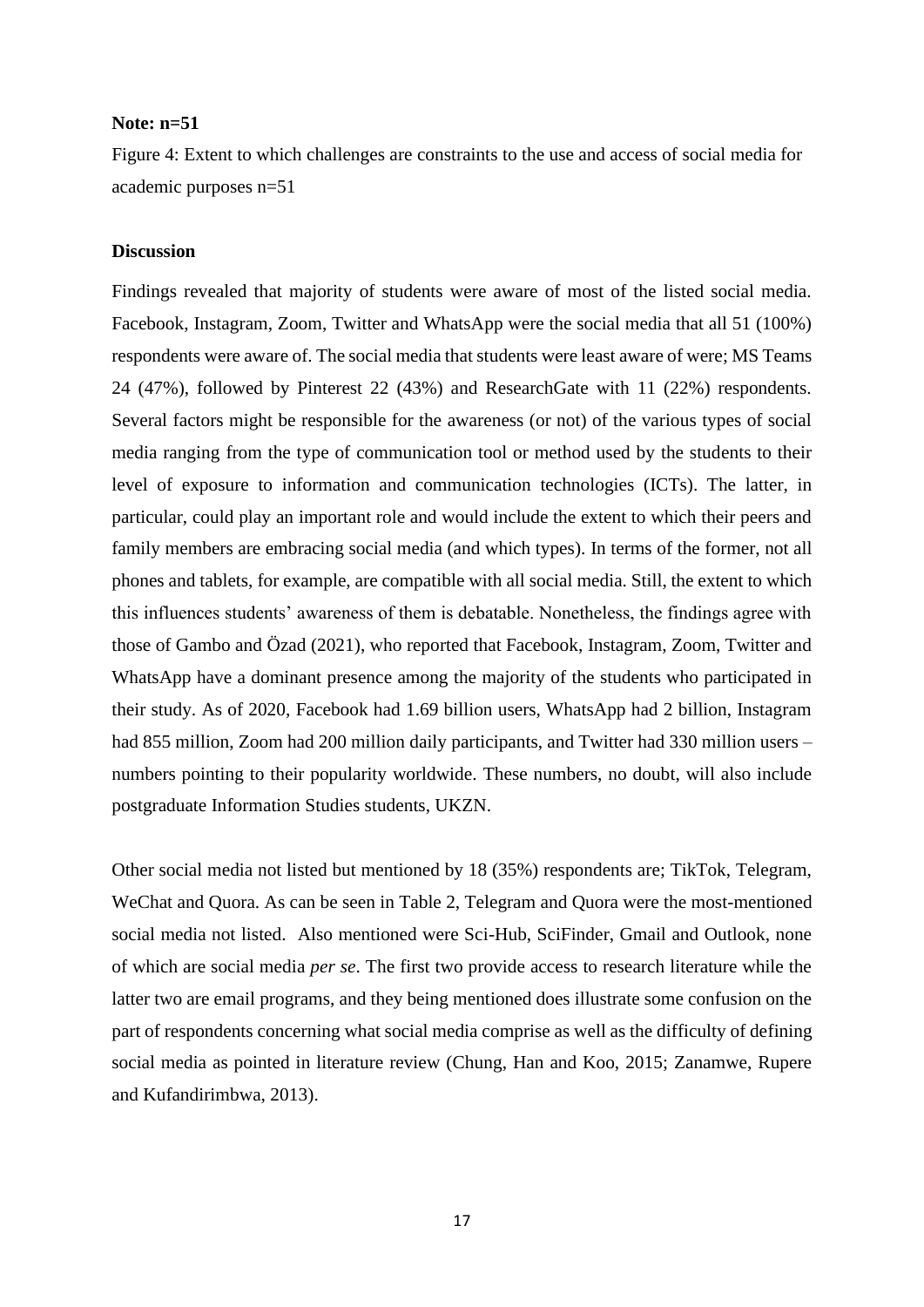**Note: n=51**

Figure 4: Extent to which challenges are constraints to the use and access of social media for academic purposes n=51

### Discussion

Findings revealed that majority of students were aware of most of the listed social media. Facebook, Instagram, Zoom, Twitter and WhatsApp were the social media that all 51 (100%) respondents were aware of. The social media that students were least aware of were; MS Teams 24 (47%), followed by Pinterest 22 (43%) and ResearchGate with 11 (22%) respondents. Several factors might be responsible for the awareness (or not) of the various types of social media ranging from the type of communication tool or method used by the students to their level of exposure to information and communication technologies (ICTs). The latter, in particular, could play an important role and would include the extent to which their peers and family members are embracing social media (and which types). In terms of the former, not all phones and tablets, for example, are compatible with all social media. Still, the extent to which this influences students' awareness of them is debatable. Nonetheless, the findings agree with those of Gambo and Özad (2021), who reported that Facebook, Instagram, Zoom, Twitter and WhatsApp have a dominant presence among the majority of the students who participated in their study. As of 2020, Facebook had 1.69 billion users, WhatsApp had 2 billion, Instagram had 855 million, Zoom had 200 million daily participants, and Twitter had 330 million users – numbers pointing to their popularity worldwide. These numbers, no doubt, will also include postgraduate Information Studies students, UKZN.

Other social media not listed but mentioned by 18 (35%) respondents are; TikTok, Telegram, WeChat and Quora. As can be seen in Table 2, Telegram and Quora were the most-mentioned social media not listed. Also mentioned were Sci-Hub, SciFinder, Gmail and Outlook, none of which are social media *per se*. The first two provide access to research literature while the latter two are email programs, and they being mentioned does illustrate some confusion on the part of respondents concerning what social media comprise as well as the difficulty of defining social media as pointed in literature review (Chung, Han and Koo, 2015; Zanamwe, Rupere and Kufandirimbwa, 2013).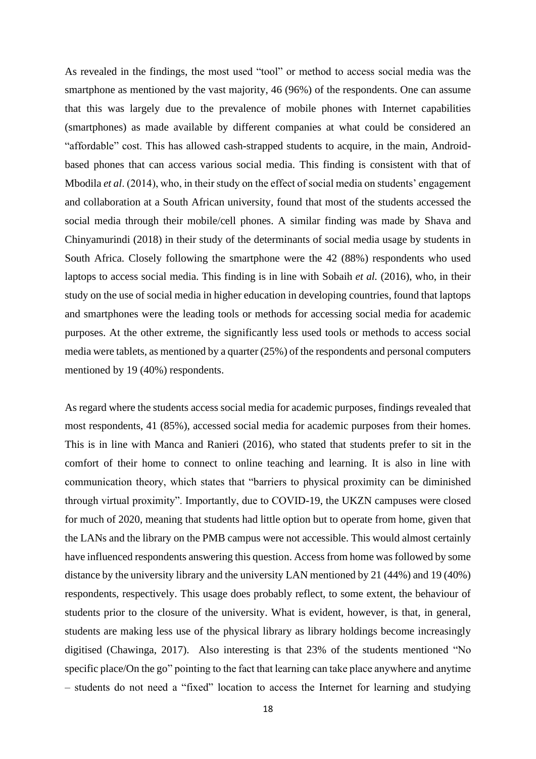As revealed in the findings, the most used "tool" or method to access social media was the smartphone as mentioned by the vast majority, 46 (96%) of the respondents. One can assume that this was largely due to the prevalence of mobile phones with Internet capabilities (smartphones) as made available by different companies at what could be considered an "affordable" cost. This has allowed cash-strapped students to acquire, in the main, Android-based phones that can access various social media. This finding is consistent with that of Mbodila *et al*. (2014), who, in their study on the effect of social media on students' engagement and collaboration at a South African university, found that most of the students accessed the social media through their mobile/cell phones. A similar finding was made by Shava and Chinyamurindi (2018) in their study of the determinants of social media usage by students in South Africa. Closely following the smartphone were the 42 (88%) respondents who used laptops to access social media. This finding is in line with Sobaih *et al.* (2016), who, in their study on the use of social media in higher education in developing countries, found that laptops and smartphones were the leading tools or methods for accessing social media for academic purposes. At the other extreme, the significantly less used tools or methods to access social media were tablets, as mentioned by a quarter (25%) of the respondents and personal computers mentioned by 19 (40%) respondents.

As regard where the students access social media for academic purposes, findings revealed that most respondents, 41 (85%), accessed social media for academic purposes from their homes. This is in line with Manca and Ranieri (2016), who stated that students prefer to sit in the comfort of their home to connect to online teaching and learning. It is also in line with communication theory, which states that "barriers to physical proximity can be diminished through virtual proximity". Importantly, due to COVID-19, the UKZN campuses were closed for much of 2020, meaning that students had little option but to operate from home, given that the LANs and the library on the PMB campus were not accessible. This would almost certainly have influenced respondents answering this question. Access from home was followed by some distance by the university library and the university LAN mentioned by 21 (44%) and 19 (40%) respondents, respectively. This usage does probably reflect, to some extent, the behaviour of students prior to the closure of the university. What is evident, however, is that, in general, students are making less use of the physical library as library holdings become increasingly digitised (Chawinga, 2017). Also interesting is that 23% of the students mentioned "No specific place/On the go" pointing to the fact that learning can take place anywhere and anytime – students do not need a "fixed" location to access the Internet for learning and studying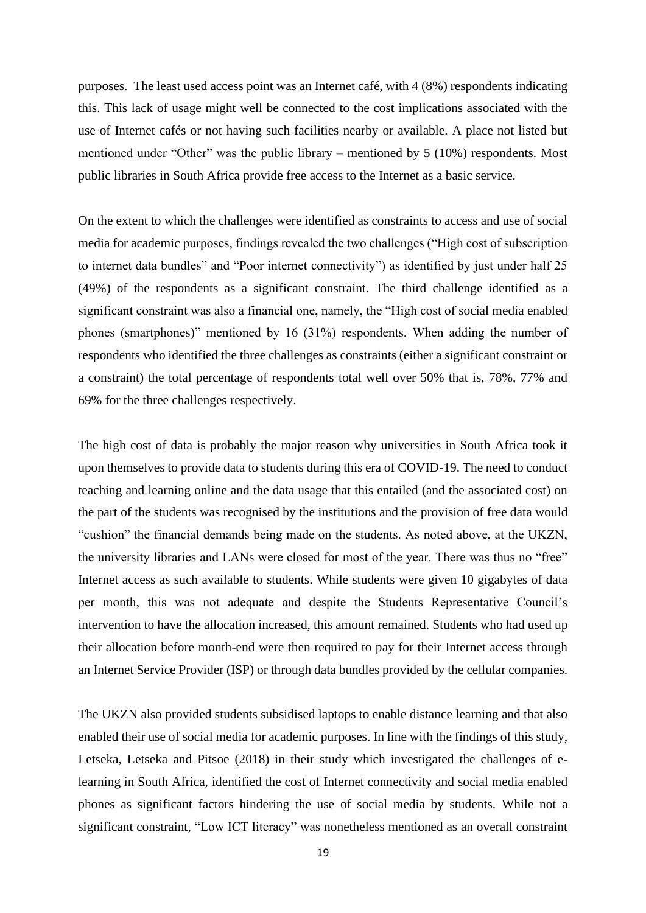purposes. The least used access point was an Internet café, with 4 (8%) respondents indicating this. This lack of usage might well be connected to the cost implications associated with the use of Internet cafés or not having such facilities nearby or available. A place not listed but mentioned under "Other" was the public library – mentioned by 5 (10%) respondents. Most public libraries in South Africa provide free access to the Internet as a basic service.

On the extent to which the challenges were identified as constraints to access and use of social media for academic purposes, findings revealed the two challenges ("High cost of subscription to internet data bundles" and "Poor internet connectivity") as identified by just under half 25 (49%) of the respondents as a significant constraint. The third challenge identified as a significant constraint was also a financial one, namely, the "High cost of social media enabled phones (smartphones)" mentioned by 16 (31%) respondents. When adding the number of respondents who identified the three challenges as constraints (either a significant constraint or a constraint) the total percentage of respondents total well over 50% that is, 78%, 77% and 69% for the three challenges respectively.

The high cost of data is probably the major reason why universities in South Africa took it upon themselves to provide data to students during this era of COVID-19. The need to conduct teaching and learning online and the data usage that this entailed (and the associated cost) on the part of the students was recognised by the institutions and the provision of free data would "cushion" the financial demands being made on the students. As noted above, at the UKZN, the university libraries and LANs were closed for most of the year. There was thus no "free" Internet access as such available to students. While students were given 10 gigabytes of data per month, this was not adequate and despite the Students Representative Council's intervention to have the allocation increased, this amount remained. Students who had used up their allocation before month-end were then required to pay for their Internet access through an Internet Service Provider (ISP) or through data bundles provided by the cellular companies.

The UKZN also provided students subsidised laptops to enable distance learning and that also enabled their use of social media for academic purposes. In line with the findings of this study, Letseka, Letseka and Pitsoe (2018) in their study which investigated the challenges of e-learning in South Africa, identified the cost of Internet connectivity and social media enabled phones as significant factors hindering the use of social media by students. While not a significant constraint, "Low ICT literacy" was nonetheless mentioned as an overall constraint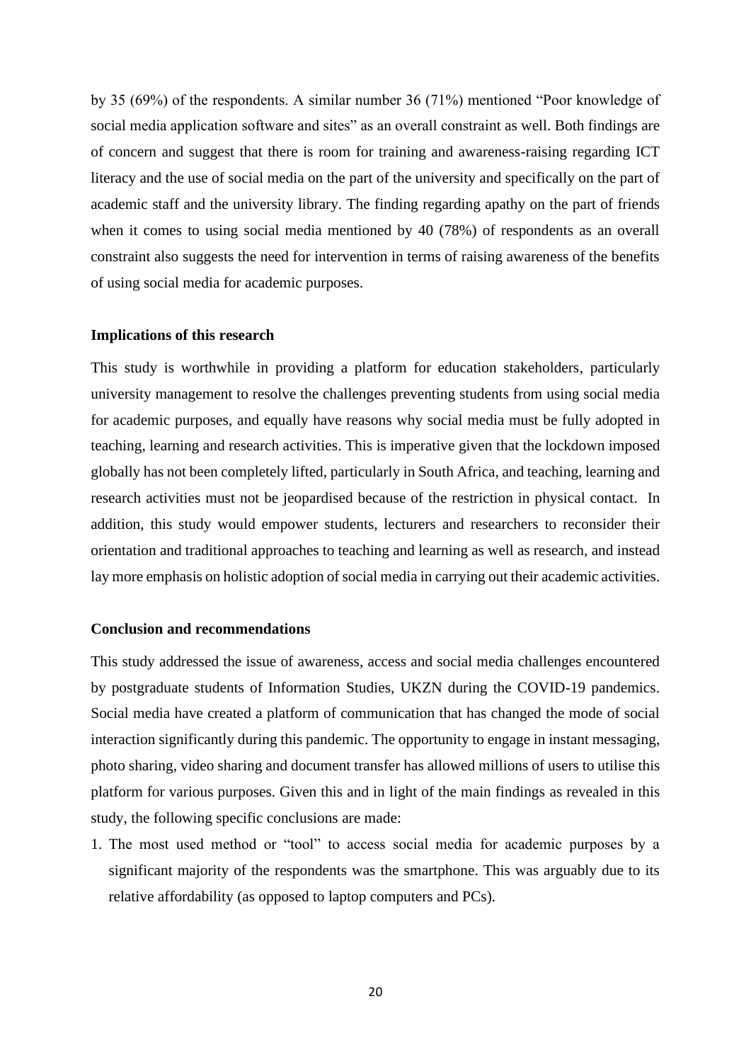by 35 (69%) of the respondents. A similar number 36 (71%) mentioned "Poor knowledge of social media application software and sites" as an overall constraint as well. Both findings are of concern and suggest that there is room for training and awareness-raising regarding ICT literacy and the use of social media on the part of the university and specifically on the part of academic staff and the university library. The finding regarding apathy on the part of friends when it comes to using social media mentioned by 40 (78%) of respondents as an overall constraint also suggests the need for intervention in terms of raising awareness of the benefits of using social media for academic purposes.

#### Implications of this research

This study is worthwhile in providing a platform for education stakeholders, particularly university management to resolve the challenges preventing students from using social media for academic purposes, and equally have reasons why social media must be fully adopted in teaching, learning and research activities. This is imperative given that the lockdown imposed globally has not been completely lifted, particularly in South Africa, and teaching, learning and research activities must not be jeopardised because of the restriction in physical contact. In addition, this study would empower students, lecturers and researchers to reconsider their orientation and traditional approaches to teaching and learning as well as research, and instead lay more emphasis on holistic adoption of social media in carrying out their academic activities.

#### Conclusion and recommendations

This study addressed the issue of awareness, access and social media challenges encountered by postgraduate students of Information Studies, UKZN during the COVID-19 pandemics. Social media have created a platform of communication that has changed the mode of social interaction significantly during this pandemic. The opportunity to engage in instant messaging, photo sharing, video sharing and document transfer has allowed millions of users to utilise this platform for various purposes. Given this and in light of the main findings as revealed in this study, the following specific conclusions are made:

1. The most used method or "tool" to access social media for academic purposes by a significant majority of the respondents was the smartphone. This was arguably due to its relative affordability (as opposed to laptop computers and PCs).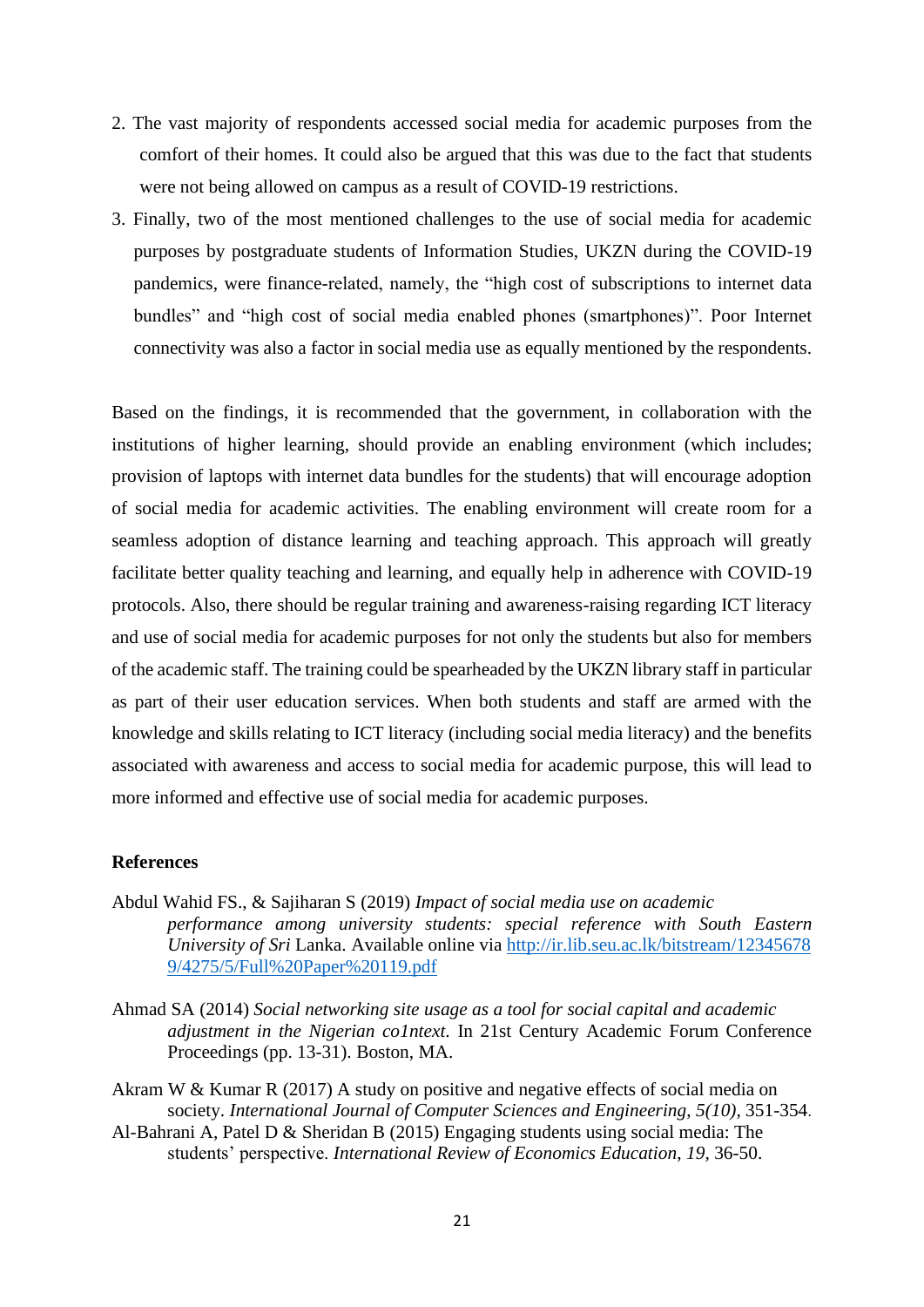2. The vast majority of respondents accessed social media for academic purposes from the comfort of their homes. It could also be argued that this was due to the fact that students were not being allowed on campus as a result of COVID-19 restrictions.
3. Finally, two of the most mentioned challenges to the use of social media for academic purposes by postgraduate students of Information Studies, UKZN during the COVID-19 pandemics, were finance-related, namely, the "high cost of subscriptions to internet data bundles" and "high cost of social media enabled phones (smartphones)". Poor Internet connectivity was also a factor in social media use as equally mentioned by the respondents.

Based on the findings, it is recommended that the government, in collaboration with the institutions of higher learning, should provide an enabling environment (which includes; provision of laptops with internet data bundles for the students) that will encourage adoption of social media for academic activities. The enabling environment will create room for a seamless adoption of distance learning and teaching approach. This approach will greatly facilitate better quality teaching and learning, and equally help in adherence with COVID-19 protocols. Also, there should be regular training and awareness-raising regarding ICT literacy and use of social media for academic purposes for not only the students but also for members of the academic staff. The training could be spearheaded by the UKZN library staff in particular as part of their user education services. When both students and staff are armed with the knowledge and skills relating to ICT literacy (including social media literacy) and the benefits associated with awareness and access to social media for academic purpose, this will lead to more informed and effective use of social media for academic purposes.

**References**

Abdul Wahid FS., & Sajiharan S (2019) *Impact of social media use on academic performance among university students: special reference with South Eastern University of Sri* Lanka. Available online via http://ir.lib.seu.ac.lk/bitstream/123456789/4275/5/Full%20Paper%20119.pdf

Ahmad SA (2014) *Social networking site usage as a tool for social capital and academic adjustment in the Nigerian co1ntext*. In 21st Century Academic Forum Conference Proceedings (pp. 13-31). Boston, MA.

Akram W & Kumar R (2017) A study on positive and negative effects of social media on society. *International Journal of Computer Sciences and Engineering*, *5(10)*, 351-354.

Al-Bahrani A, Patel D & Sheridan B (2015) Engaging students using social media: The students' perspective. *International Review of Economics Education*, *19*, 36-50.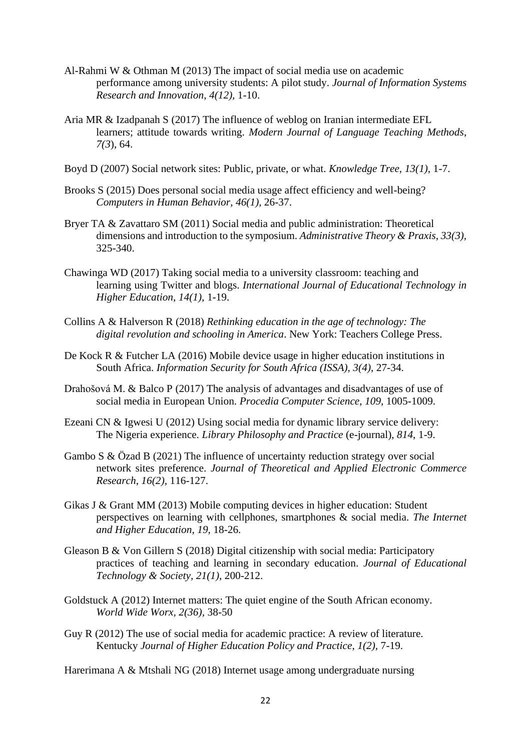Al-Rahmi W & Othman M (2013) The impact of social media use on academic performance among university students: A pilot study. *Journal of Information Systems Research and Innovation*, *4(12)*, 1-10.

Aria MR & Izadpanah S (2017) The influence of weblog on Iranian intermediate EFL learners; attitude towards writing. *Modern Journal of Language Teaching Methods*, *7(3*), 64.

Boyd D (2007) Social network sites: Public, private, or what. *Knowledge Tree, 13(1),* 1-7.

Brooks S (2015) Does personal social media usage affect efficiency and well-being? *Computers in Human Behavior, 46(1),* 26-37.

Bryer TA & Zavattaro SM (2011) Social media and public administration: Theoretical dimensions and introduction to the symposium. *Administrative Theory & Praxis*, *33(3)*, 325-340.

Chawinga WD (2017) Taking social media to a university classroom: teaching and learning using Twitter and blogs. *International Journal of Educational Technology in Higher Education*, *14(1)*, 1-19.

Collins A & Halverson R (2018) *Rethinking education in the age of technology: The digital revolution and schooling in America*. New York: Teachers College Press.

De Kock R & Futcher LA (2016) Mobile device usage in higher education institutions in South Africa. *Information Security for South Africa (ISSA), 3(4),* 27-34.

Drahošová M. & Balco P (2017) The analysis of advantages and disadvantages of use of social media in European Union. *Procedia Computer Science*, *109,* 1005-1009.

Ezeani CN & Igwesi U (2012) Using social media for dynamic library service delivery: The Nigeria experience. *Library Philosophy and Practice* (e-journal), *814*, 1-9.

Gambo S & Özad B (2021) The influence of uncertainty reduction strategy over social network sites preference. *Journal of Theoretical and Applied Electronic Commerce Research*, *16(2)*, 116-127.

Gikas J & Grant MM (2013) Mobile computing devices in higher education: Student perspectives on learning with cellphones, smartphones & social media. *The Internet and Higher Education*, *19*, 18-26.

Gleason B & Von Gillern S (2018) Digital citizenship with social media: Participatory practices of teaching and learning in secondary education. *Journal of Educational Technology & Society*, *21(1)*, 200-212.

Goldstuck A (2012) Internet matters: The quiet engine of the South African economy. *World Wide Worx, 2(36)*, 38-50

Guy R (2012) The use of social media for academic practice: A review of literature. Kentucky *Journal of Higher Education Policy and Practice*, *1(2)*, 7-19.

Harerimana A & Mtshali NG (2018) Internet usage among undergraduate nursing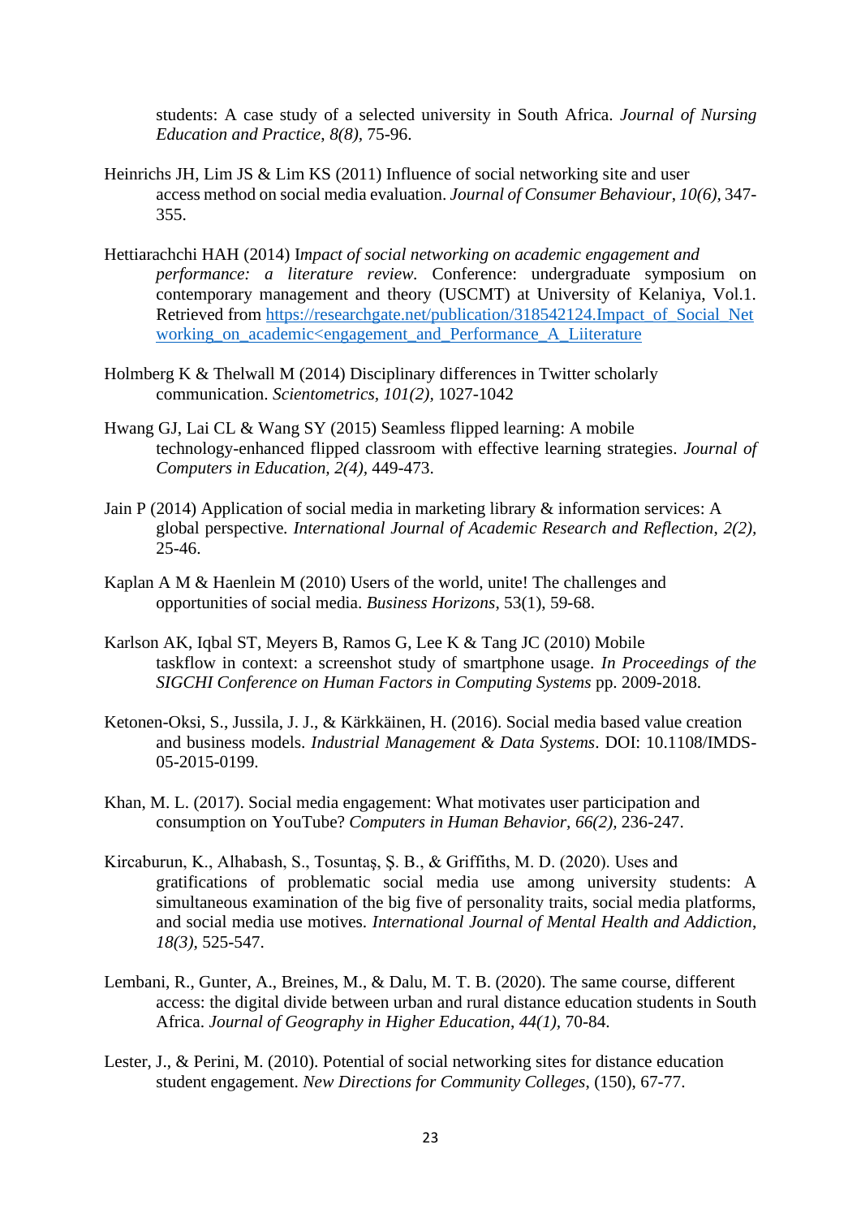students: A case study of a selected university in South Africa. *Journal of Nursing Education and Practice*, *8(8),* 75-96.

Heinrichs JH, Lim JS & Lim KS (2011) Influence of social networking site and user access method on social media evaluation. *Journal of Consumer Behaviour*, *10(6),* 347-355.

Hettiarachchi HAH (2014) I*mpact of social networking on academic engagement and performance: a literature review.* Conference: undergraduate symposium on contemporary management and theory (USCMT) at University of Kelaniya, Vol.1. Retrieved from https://researchgate.net/publication/318542124.Impact_of_Social_Networking_on_academic<engagement_and_Performance_A_Liiterature

Holmberg K & Thelwall M (2014) Disciplinary differences in Twitter scholarly communication. *Scientometrics, 101(2),* 1027-1042

Hwang GJ, Lai CL & Wang SY (2015) Seamless flipped learning: A mobile technology-enhanced flipped classroom with effective learning strategies. *Journal of Computers in Education, 2(4)*, 449-473.

Jain P (2014) Application of social media in marketing library & information services: A global perspective. *International Journal of Academic Research and Reflection*, *2(2),* 25-46.

Kaplan A M & Haenlein M (2010) Users of the world, unite! The challenges and opportunities of social media. *Business Horizons*, 53(1), 59-68.

Karlson AK, Iqbal ST, Meyers B, Ramos G, Lee K & Tang JC (2010) Mobile taskflow in context: a screenshot study of smartphone usage. *In Proceedings of the SIGCHI Conference on Human Factors in Computing Systems* pp. 2009-2018.

Ketonen-Oksi, S., Jussila, J. J., & Kärkkäinen, H. (2016). Social media based value creation and business models. *Industrial Management & Data Systems*. DOI: 10.1108/IMDS-05-2015-0199.

Khan, M. L. (2017). Social media engagement: What motivates user participation and consumption on YouTube? *Computers in Human Behavior, 66(2),* 236-247.

Kircaburun, K., Alhabash, S., Tosuntaş, Ş. B., & Griffiths, M. D. (2020). Uses and gratifications of problematic social media use among university students: A simultaneous examination of the big five of personality traits, social media platforms, and social media use motives. *International Journal of Mental Health and Addiction*, *18(3),* 525-547.

Lembani, R., Gunter, A., Breines, M., & Dalu, M. T. B. (2020). The same course, different access: the digital divide between urban and rural distance education students in South Africa. *Journal of Geography in Higher Education*, *44(1),* 70-84.

Lester, J., & Perini, M. (2010). Potential of social networking sites for distance education student engagement. *New Directions for Community Colleges*, (150), 67-77.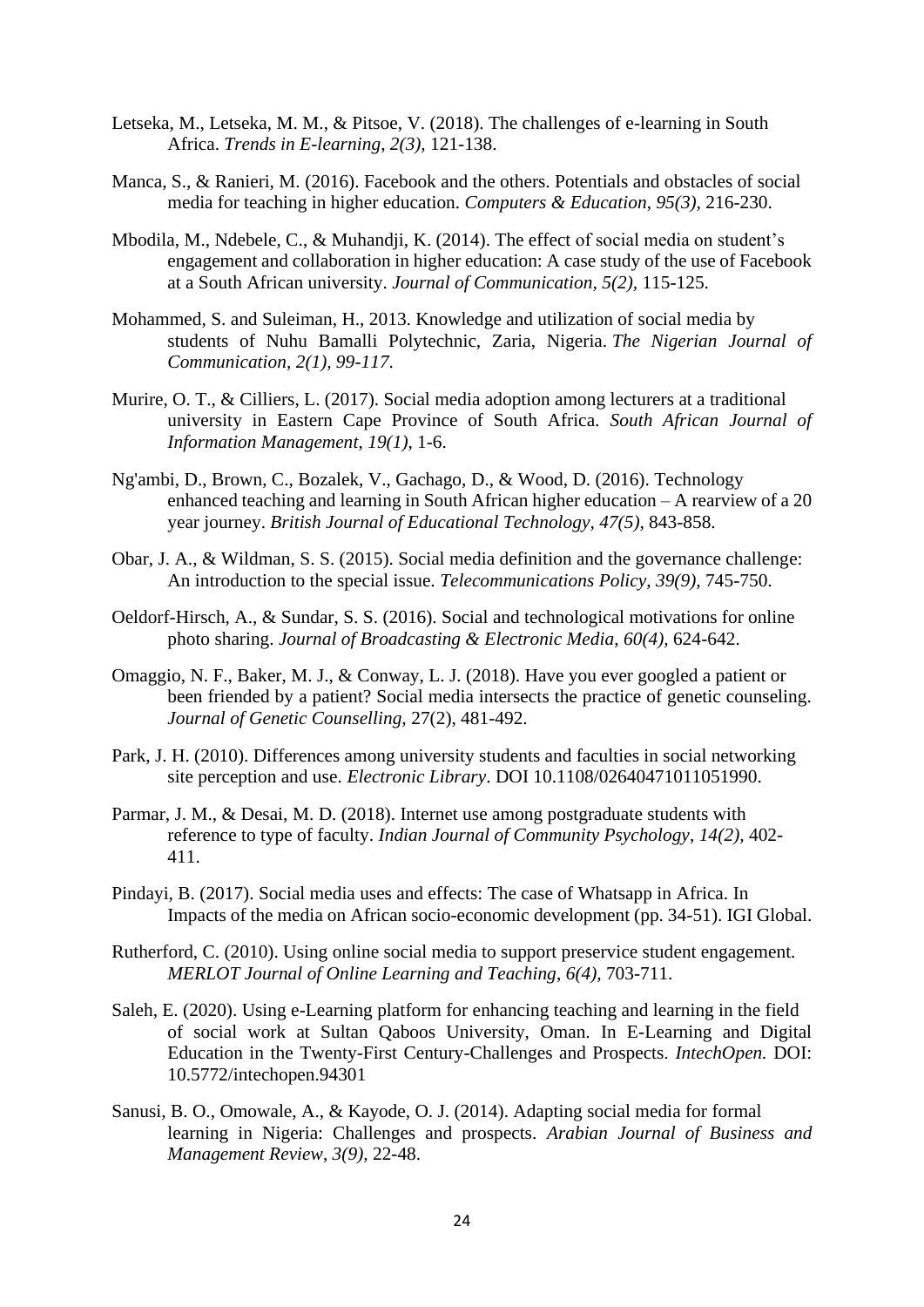Letseka, M., Letseka, M. M., & Pitsoe, V. (2018). The challenges of e-learning in South Africa. *Trends in E-learning*, *2(3),* 121-138.

Manca, S., & Ranieri, M. (2016). Facebook and the others. Potentials and obstacles of social media for teaching in higher education. *Computers & Education*, *95(3),* 216-230.

Mbodila, M., Ndebele, C., & Muhandji, K. (2014). The effect of social media on student's engagement and collaboration in higher education: A case study of the use of Facebook at a South African university. *Journal of Communication*, *5(2)*, 115-125.

Mohammed, S. and Suleiman, H., 2013. Knowledge and utilization of social media by students of Nuhu Bamalli Polytechnic, Zaria, Nigeria. *The Nigerian Journal of Communication*, *2(1), 99-117.*

Murire, O. T., & Cilliers, L. (2017). Social media adoption among lecturers at a traditional university in Eastern Cape Province of South Africa. *South African Journal of Information Management*, *19(1),* 1-6.

Ng'ambi, D., Brown, C., Bozalek, V., Gachago, D., & Wood, D. (2016). Technology enhanced teaching and learning in South African higher education – A rearview of a 20 year journey. *British Journal of Educational Technology, 47(5),* 843-858.

Obar, J. A., & Wildman, S. S. (2015). Social media definition and the governance challenge: An introduction to the special issue. *Telecommunications Policy, 39(9),* 745-750.

Oeldorf-Hirsch, A., & Sundar, S. S. (2016). Social and technological motivations for online photo sharing. *Journal of Broadcasting & Electronic Media*, *60(4),* 624-642.

Omaggio, N. F., Baker, M. J., & Conway, L. J. (2018). Have you ever googled a patient or been friended by a patient? Social media intersects the practice of genetic counseling. *Journal of Genetic Counselling,* 27(2), 481-492.

Park, J. H. (2010). Differences among university students and faculties in social networking site perception and use. *Electronic Library*. DOI 10.1108/02640471011051990.

Parmar, J. M., & Desai, M. D. (2018). Internet use among postgraduate students with reference to type of faculty. *Indian Journal of Community Psychology*, *14(2),* 402-411.

Pindayi, B. (2017). Social media uses and effects: The case of Whatsapp in Africa. In Impacts of the media on African socio-economic development (pp. 34-51). IGI Global.

Rutherford, C. (2010). Using online social media to support preservice student engagement. *MERLOT Journal of Online Learning and Teaching*, *6(4),* 703-711.

Saleh, E. (2020). Using e-Learning platform for enhancing teaching and learning in the field of social work at Sultan Qaboos University, Oman. In E-Learning and Digital Education in the Twenty-First Century-Challenges and Prospects. *IntechOpen.* DOI: 10.5772/intechopen.94301

Sanusi, B. O., Omowale, A., & Kayode, O. J. (2014). Adapting social media for formal learning in Nigeria: Challenges and prospects. *Arabian Journal of Business and Management Review*, *3(9),* 22-48.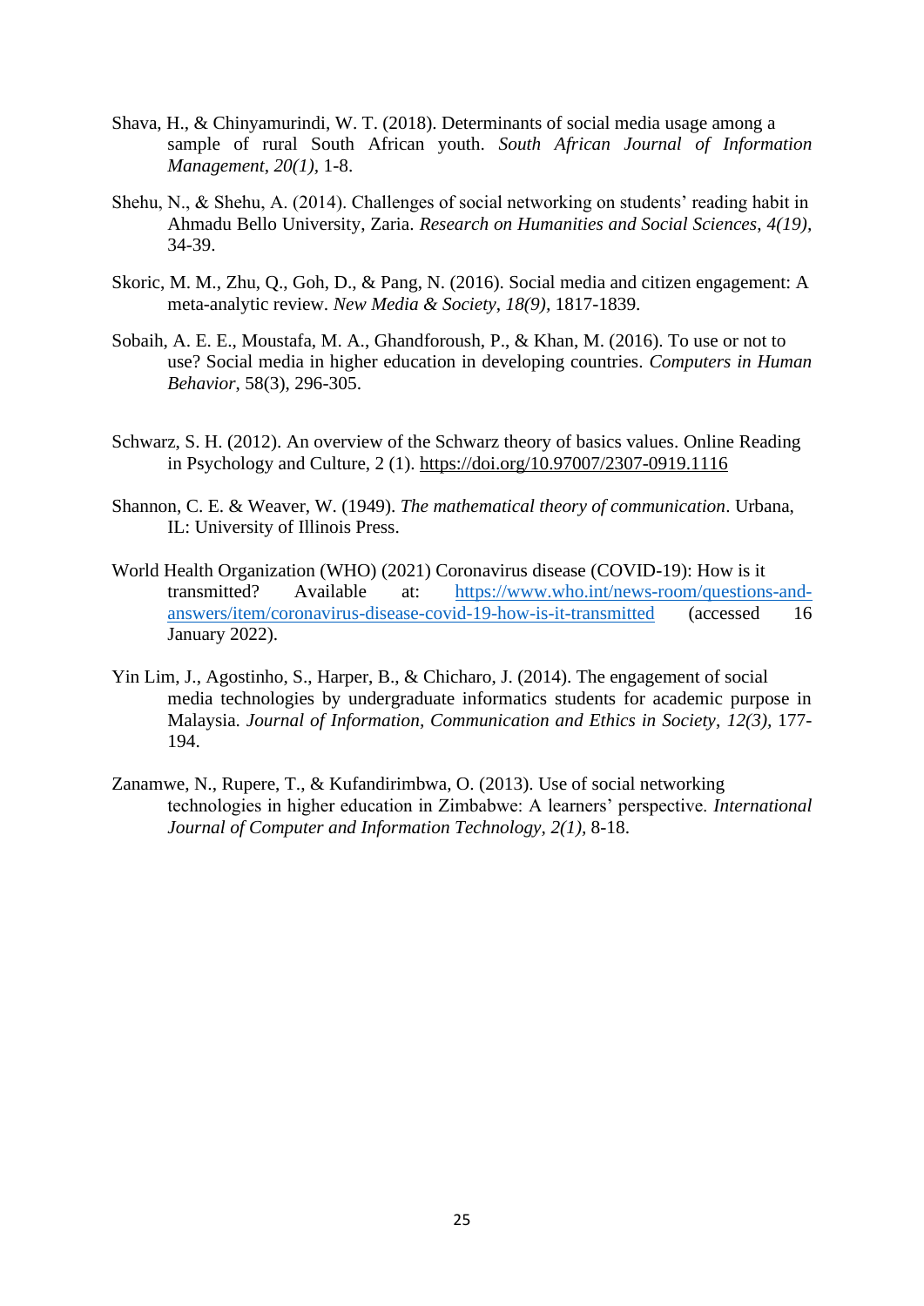Shava, H., & Chinyamurindi, W. T. (2018). Determinants of social media usage among a sample of rural South African youth. *South African Journal of Information Management*, *20(1)*, 1-8.

Shehu, N., & Shehu, A. (2014). Challenges of social networking on students' reading habit in Ahmadu Bello University, Zaria. *Research on Humanities and Social Sciences*, *4(19)*, 34-39.

Skoric, M. M., Zhu, Q., Goh, D., & Pang, N. (2016). Social media and citizen engagement: A meta-analytic review. *New Media & Society*, *18(9)*, 1817-1839.

Sobaih, A. E. E., Moustafa, M. A., Ghandforoush, P., & Khan, M. (2016). To use or not to use? Social media in higher education in developing countries. *Computers in Human Behavior*, 58(3), 296-305.

Schwarz, S. H. (2012). An overview of the Schwarz theory of basics values. Online Reading in Psychology and Culture, 2 (1). https://doi.org/10.97007/2307-0919.1116

Shannon, C. E. & Weaver, W. (1949). *The mathematical theory of communication*. Urbana, IL: University of Illinois Press.

World Health Organization (WHO) (2021) Coronavirus disease (COVID-19): How is it transmitted? Available at: https://www.who.int/news-room/questions-and-answers/item/coronavirus-disease-covid-19-how-is-it-transmitted (accessed 16 January 2022).

Yin Lim, J., Agostinho, S., Harper, B., & Chicharo, J. (2014). The engagement of social media technologies by undergraduate informatics students for academic purpose in Malaysia. *Journal of Information, Communication and Ethics in Society*, *12(3)*, 177-194.

Zanamwe, N., Rupere, T., & Kufandirimbwa, O. (2013). Use of social networking technologies in higher education in Zimbabwe: A learners' perspective. *International Journal of Computer and Information Technology, 2(1)*, 8-18.